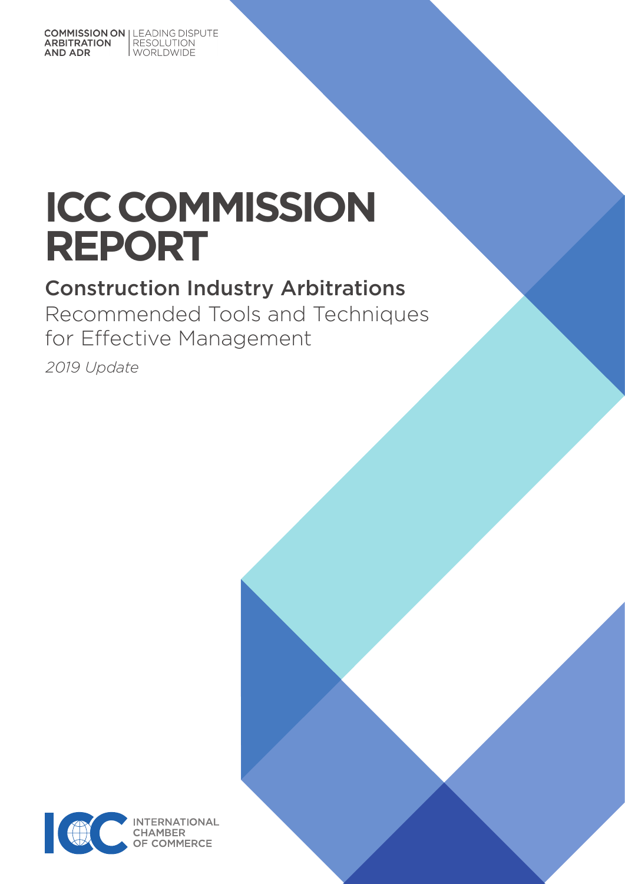COMMISSION ON ARBITRATION AND ADR | LEADING DISPUTE RESOLUTION WORLDWIDE

# ICC COMMISSION REPORT

## Construction Industry Arbitrations

Recommended Tools and Techniques for Effective Management

*2019 Update*

INTERNATIONAL CHAMBER OF COMMERCE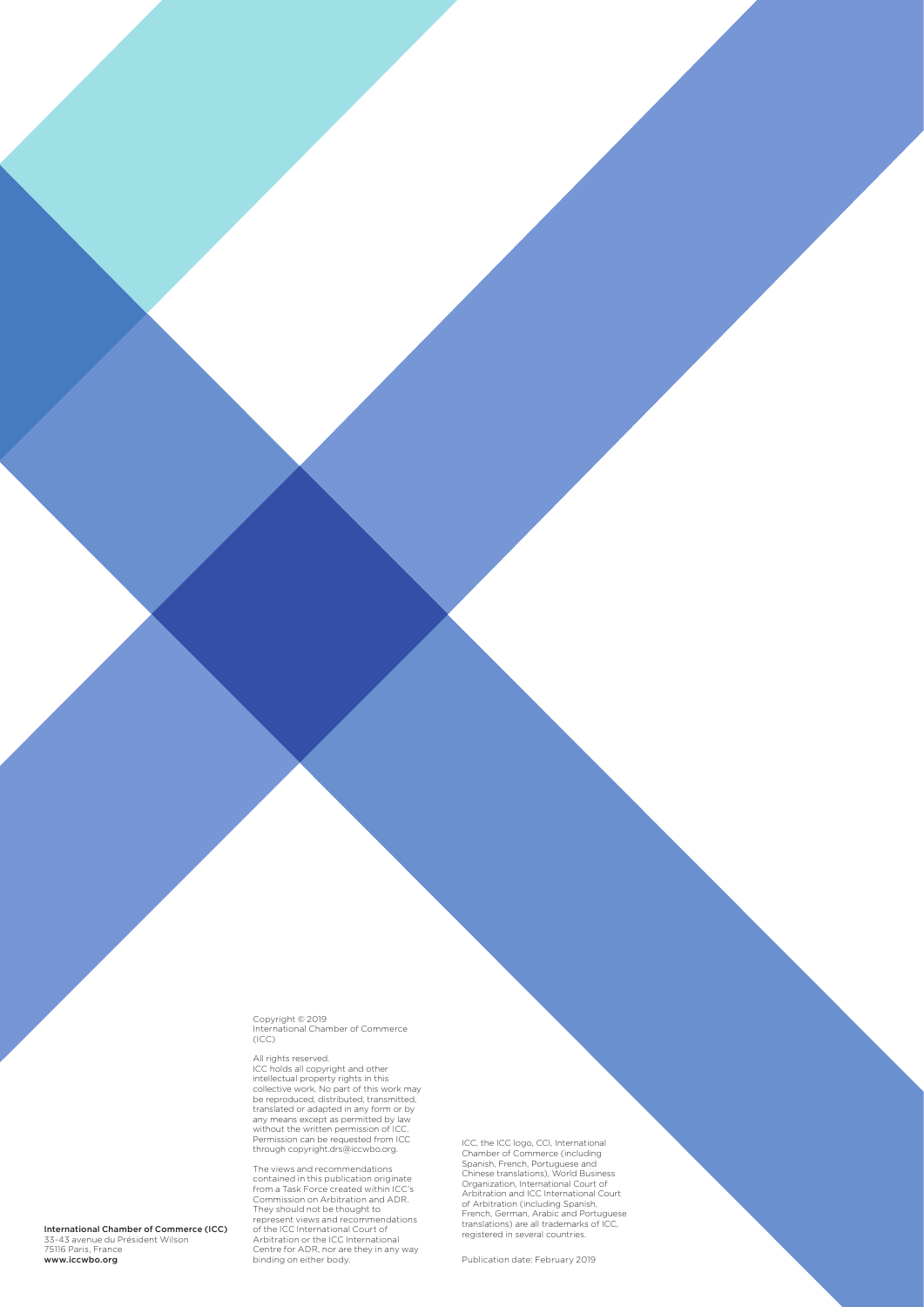Copyright © 2019
International Chamber of Commerce (ICC)

All rights reserved.
ICC holds all copyright and other intellectual property rights in this collective work. No part of this work may be reproduced, distributed, transmitted, translated or adapted in any form or by any means except as permitted by law without the written permission of ICC. Permission can be requested from ICC through copyright.drs@iccwbo.org.

The views and recommendations contained in this publication originate from a Task Force created within ICC's Commission on Arbitration and ADR. They should not be thought to represent views and recommendations of the ICC International Court of Arbitration or the ICC International Centre for ADR, nor are they in any way binding on either body.

ICC, the ICC logo, CCI, International Chamber of Commerce (including Spanish, French, Portuguese and Chinese translations), World Business Organization, International Court of Arbitration and ICC International Court of Arbitration (including Spanish, French, German, Arabic and Portuguese translations) are all trademarks of ICC, registered in several countries.

Publication date: February 2019

**International Chamber of Commerce (ICC)**
33-43 avenue du Président Wilson
75116 Paris, France
**www.iccwbo.org**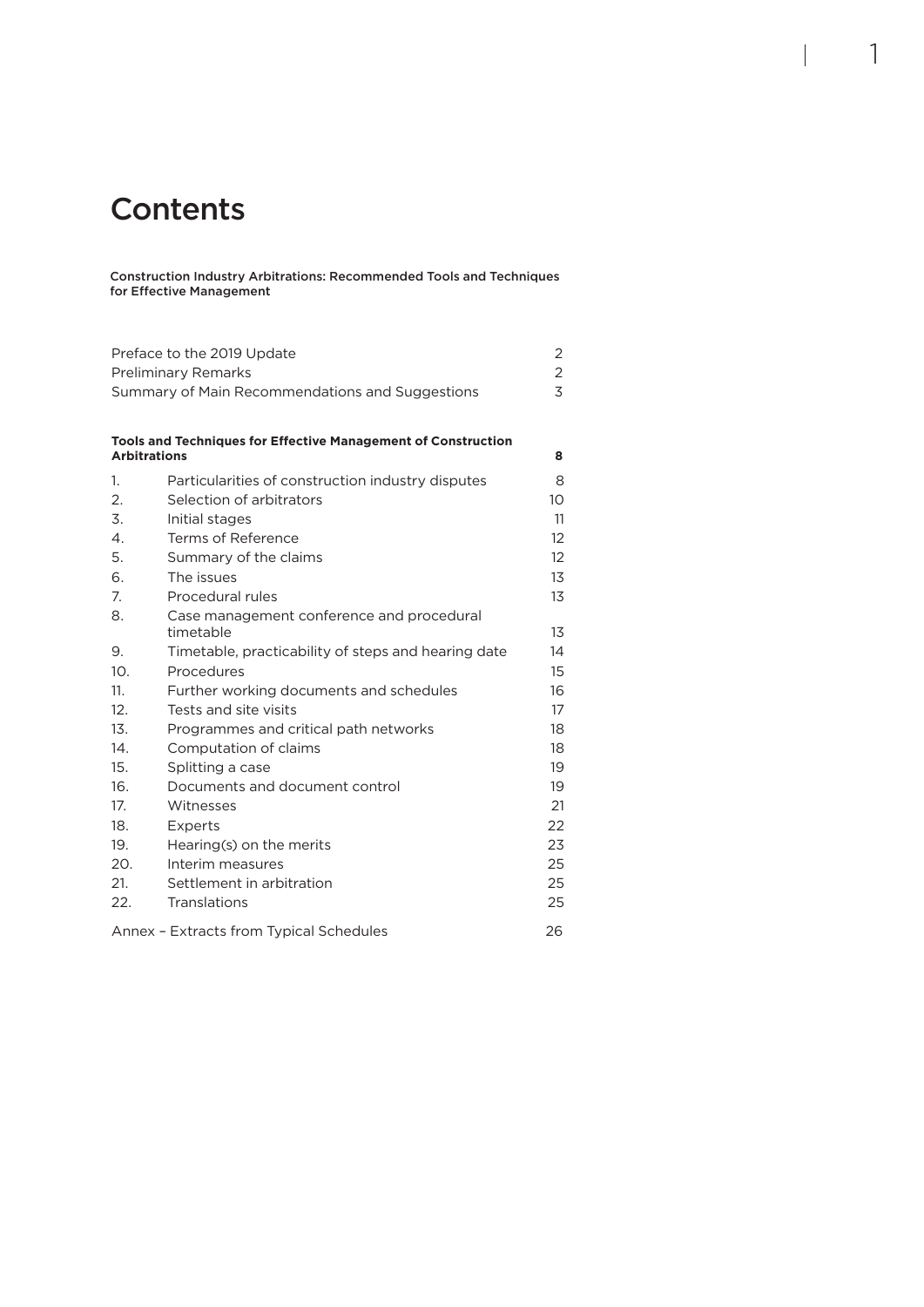# Contents

**Construction Industry Arbitrations: Recommended Tools and Techniques for Effective Management**

| | |
|---|---|
| Preface to the 2019 Update | 2 |
| Preliminary Remarks | 2 |
| Summary of Main Recommendations and Suggestions | 3 |

**Tools and Techniques for Effective Management of Construction Arbitrations** **8**

| | | |
|---|---|---|
| 1. | Particularities of construction industry disputes | 8 |
| 2. | Selection of arbitrators | 10 |
| 3. | Initial stages | 11 |
| 4. | Terms of Reference | 12 |
| 5. | Summary of the claims | 12 |
| 6. | The issues | 13 |
| 7. | Procedural rules | 13 |
| 8. | Case management conference and procedural timetable | 13 |
| 9. | Timetable, practicability of steps and hearing date | 14 |
| 10. | Procedures | 15 |
| 11. | Further working documents and schedules | 16 |
| 12. | Tests and site visits | 17 |
| 13. | Programmes and critical path networks | 18 |
| 14. | Computation of claims | 18 |
| 15. | Splitting a case | 19 |
| 16. | Documents and document control | 19 |
| 17. | Witnesses | 21 |
| 18. | Experts | 22 |
| 19. | Hearing(s) on the merits | 23 |
| 20. | Interim measures | 25 |
| 21. | Settlement in arbitration | 25 |
| 22. | Translations | 25 |

| | |
|---|---|
| Annex – Extracts from Typical Schedules | 26 |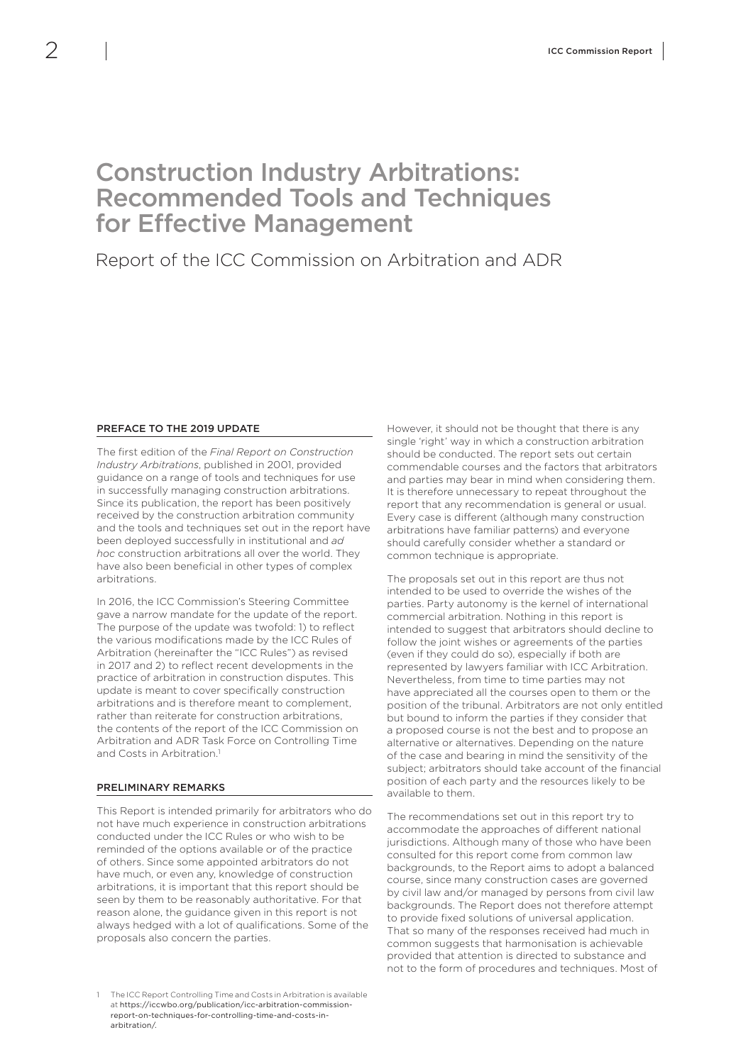# Construction Industry Arbitrations: Recommended Tools and Techniques for Effective Management

Report of the ICC Commission on Arbitration and ADR

## PREFACE TO THE 2019 UPDATE

The first edition of the *Final Report on Construction Industry Arbitrations*, published in 2001, provided guidance on a range of tools and techniques for use in successfully managing construction arbitrations. Since its publication, the report has been positively received by the construction arbitration community and the tools and techniques set out in the report have been deployed successfully in institutional and *ad hoc* construction arbitrations all over the world. They have also been beneficial in other types of complex arbitrations.

In 2016, the ICC Commission's Steering Committee gave a narrow mandate for the update of the report. The purpose of the update was twofold: 1) to reflect the various modifications made by the ICC Rules of Arbitration (hereinafter the "ICC Rules") as revised in 2017 and 2) to reflect recent developments in the practice of arbitration in construction disputes. This update is meant to cover specifically construction arbitrations and is therefore meant to complement, rather than reiterate for construction arbitrations, the contents of the report of the ICC Commission on Arbitration and ADR Task Force on Controlling Time and Costs in Arbitration.[1]

## PRELIMINARY REMARKS

This Report is intended primarily for arbitrators who do not have much experience in construction arbitrations conducted under the ICC Rules or who wish to be reminded of the options available or of the practice of others. Since some appointed arbitrators do not have much, or even any, knowledge of construction arbitrations, it is important that this report should be seen by them to be reasonably authoritative. For that reason alone, the guidance given in this report is not always hedged with a lot of qualifications. Some of the proposals also concern the parties.

However, it should not be thought that there is any single 'right' way in which a construction arbitration should be conducted. The report sets out certain commendable courses and the factors that arbitrators and parties may bear in mind when considering them. It is therefore unnecessary to repeat throughout the report that any recommendation is general or usual. Every case is different (although many construction arbitrations have familiar patterns) and everyone should carefully consider whether a standard or common technique is appropriate.

The proposals set out in this report are thus not intended to be used to override the wishes of the parties. Party autonomy is the kernel of international commercial arbitration. Nothing in this report is intended to suggest that arbitrators should decline to follow the joint wishes or agreements of the parties (even if they could do so), especially if both are represented by lawyers familiar with ICC Arbitration. Nevertheless, from time to time parties may not have appreciated all the courses open to them or the position of the tribunal. Arbitrators are not only entitled but bound to inform the parties if they consider that a proposed course is not the best and to propose an alternative or alternatives. Depending on the nature of the case and bearing in mind the sensitivity of the subject; arbitrators should take account of the financial position of each party and the resources likely to be available to them.

The recommendations set out in this report try to accommodate the approaches of different national jurisdictions. Although many of those who have been consulted for this report come from common law backgrounds, to the Report aims to adopt a balanced course, since many construction cases are governed by civil law and/or managed by persons from civil law backgrounds. The Report does not therefore attempt to provide fixed solutions of universal application. That so many of the responses received had much in common suggests that harmonisation is achievable provided that attention is directed to substance and not to the form of procedures and techniques. Most of

[1] The ICC Report Controlling Time and Costs in Arbitration is available at https://iccwbo.org/publication/icc-arbitration-commission-report-on-techniques-for-controlling-time-and-costs-in-arbitration/.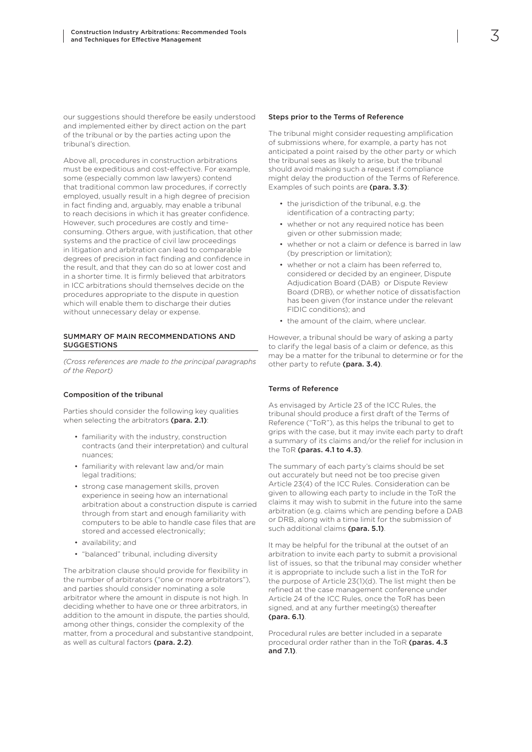our suggestions should therefore be easily understood and implemented either by direct action on the part of the tribunal or by the parties acting upon the tribunal's direction.

Above all, procedures in construction arbitrations must be expeditious and cost-effective. For example, some (especially common law lawyers) contend that traditional common law procedures, if correctly employed, usually result in a high degree of precision in fact finding and, arguably, may enable a tribunal to reach decisions in which it has greater confidence. However, such procedures are costly and time-consuming. Others argue, with justification, that other systems and the practice of civil law proceedings in litigation and arbitration can lead to comparable degrees of precision in fact finding and confidence in the result, and that they can do so at lower cost and in a shorter time. It is firmly believed that arbitrators in ICC arbitrations should themselves decide on the procedures appropriate to the dispute in question which will enable them to discharge their duties without unnecessary delay or expense.

## SUMMARY OF MAIN RECOMMENDATIONS AND SUGGESTIONS

*(Cross references are made to the principal paragraphs of the Report)*

### Composition of the tribunal

Parties should consider the following key qualities when selecting the arbitrators **(para. 2.1)**:

- familiarity with the industry, construction contracts (and their interpretation) and cultural nuances;
- familiarity with relevant law and/or main legal traditions;
- strong case management skills, proven experience in seeing how an international arbitration about a construction dispute is carried through from start and enough familiarity with computers to be able to handle case files that are stored and accessed electronically;
- availability; and
- "balanced" tribunal, including diversity

The arbitration clause should provide for flexibility in the number of arbitrators ("one or more arbitrators"), and parties should consider nominating a sole arbitrator where the amount in dispute is not high. In deciding whether to have one or three arbitrators, in addition to the amount in dispute, the parties should, among other things, consider the complexity of the matter, from a procedural and substantive standpoint, as well as cultural factors **(para. 2.2)**.

### Steps prior to the Terms of Reference

The tribunal might consider requesting amplification of submissions where, for example, a party has not anticipated a point raised by the other party or which the tribunal sees as likely to arise, but the tribunal should avoid making such a request if compliance might delay the production of the Terms of Reference. Examples of such points are **(para. 3.3)**:

- the jurisdiction of the tribunal, e.g. the identification of a contracting party;
- whether or not any required notice has been given or other submission made;
- whether or not a claim or defence is barred in law (by prescription or limitation);
- whether or not a claim has been referred to, considered or decided by an engineer, Dispute Adjudication Board (DAB) or Dispute Review Board (DRB), or whether notice of dissatisfaction has been given (for instance under the relevant FIDIC conditions); and
- the amount of the claim, where unclear.

However, a tribunal should be wary of asking a party to clarify the legal basis of a claim or defence, as this may be a matter for the tribunal to determine or for the other party to refute **(para. 3.4)**.

### Terms of Reference

As envisaged by Article 23 of the ICC Rules, the tribunal should produce a first draft of the Terms of Reference ("ToR"), as this helps the tribunal to get to grips with the case, but it may invite each party to draft a summary of its claims and/or the relief for inclusion in the ToR **(paras. 4.1 to 4.3)**.

The summary of each party's claims should be set out accurately but need not be too precise given Article 23(4) of the ICC Rules. Consideration can be given to allowing each party to include in the ToR the claims it may wish to submit in the future into the same arbitration (e.g. claims which are pending before a DAB or DRB, along with a time limit for the submission of such additional claims **(para. 5.1)**.

It may be helpful for the tribunal at the outset of an arbitration to invite each party to submit a provisional list of issues, so that the tribunal may consider whether it is appropriate to include such a list in the ToR for the purpose of Article 23(1)(d). The list might then be refined at the case management conference under Article 24 of the ICC Rules, once the ToR has been signed, and at any further meeting(s) thereafter **(para. 6.1)**.

Procedural rules are better included in a separate procedural order rather than in the ToR **(paras. 4.3 and 7.1)**.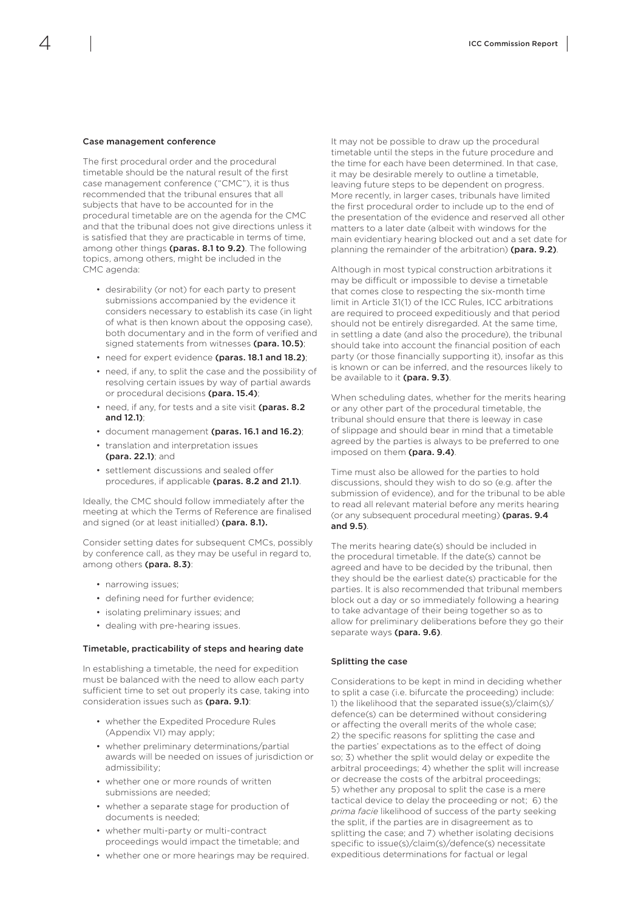### Case management conference

The first procedural order and the procedural timetable should be the natural result of the first case management conference ("CMC"), it is thus recommended that the tribunal ensures that all subjects that have to be accounted for in the procedural timetable are on the agenda for the CMC and that the tribunal does not give directions unless it is satisfied that they are practicable in terms of time, among other things **(paras. 8.1 to 9.2)**. The following topics, among others, might be included in the CMC agenda:

- desirability (or not) for each party to present submissions accompanied by the evidence it considers necessary to establish its case (in light of what is then known about the opposing case), both documentary and in the form of verified and signed statements from witnesses **(para. 10.5)**;
- need for expert evidence **(paras. 18.1 and 18.2)**;
- need, if any, to split the case and the possibility of resolving certain issues by way of partial awards or procedural decisions **(para. 15.4)**;
- need, if any, for tests and a site visit **(paras. 8.2 and 12.1)**;
- document management **(paras. 16.1 and 16.2)**;
- translation and interpretation issues **(para. 22.1)**; and
- settlement discussions and sealed offer procedures, if applicable **(paras. 8.2 and 21.1)**.

Ideally, the CMC should follow immediately after the meeting at which the Terms of Reference are finalised and signed (or at least initialled) **(para. 8.1).**

Consider setting dates for subsequent CMCs, possibly by conference call, as they may be useful in regard to, among others **(para. 8.3)**:

- narrowing issues;
- defining need for further evidence;
- isolating preliminary issues; and
- dealing with pre-hearing issues.

### Timetable, practicability of steps and hearing date

In establishing a timetable, the need for expedition must be balanced with the need to allow each party sufficient time to set out properly its case, taking into consideration issues such as **(para. 9.1)**:

- whether the Expedited Procedure Rules (Appendix VI) may apply;
- whether preliminary determinations/partial awards will be needed on issues of jurisdiction or admissibility;
- whether one or more rounds of written submissions are needed;
- whether a separate stage for production of documents is needed;
- whether multi-party or multi-contract proceedings would impact the timetable; and
- whether one or more hearings may be required.

It may not be possible to draw up the procedural timetable until the steps in the future procedure and the time for each have been determined. In that case, it may be desirable merely to outline a timetable, leaving future steps to be dependent on progress. More recently, in larger cases, tribunals have limited the first procedural order to include up to the end of the presentation of the evidence and reserved all other matters to a later date (albeit with windows for the main evidentiary hearing blocked out and a set date for planning the remainder of the arbitration) **(para. 9.2)**.

Although in most typical construction arbitrations it may be difficult or impossible to devise a timetable that comes close to respecting the six-month time limit in Article 31(1) of the ICC Rules, ICC arbitrations are required to proceed expeditiously and that period should not be entirely disregarded. At the same time, in settling a date (and also the procedure), the tribunal should take into account the financial position of each party (or those financially supporting it), insofar as this is known or can be inferred, and the resources likely to be available to it **(para. 9.3)**.

When scheduling dates, whether for the merits hearing or any other part of the procedural timetable, the tribunal should ensure that there is leeway in case of slippage and should bear in mind that a timetable agreed by the parties is always to be preferred to one imposed on them **(para. 9.4)**.

Time must also be allowed for the parties to hold discussions, should they wish to do so (e.g. after the submission of evidence), and for the tribunal to be able to read all relevant material before any merits hearing (or any subsequent procedural meeting) **(paras. 9.4 and 9.5)**.

The merits hearing date(s) should be included in the procedural timetable. If the date(s) cannot be agreed and have to be decided by the tribunal, then they should be the earliest date(s) practicable for the parties. It is also recommended that tribunal members block out a day or so immediately following a hearing to take advantage of their being together so as to allow for preliminary deliberations before they go their separate ways **(para. 9.6)**.

### Splitting the case

Considerations to be kept in mind in deciding whether to split a case (i.e. bifurcate the proceeding) include: 1) the likelihood that the separated issue(s)/claim(s)/defence(s) can be determined without considering or affecting the overall merits of the whole case; 2) the specific reasons for splitting the case and the parties' expectations as to the effect of doing so; 3) whether the split would delay or expedite the arbitral proceedings; 4) whether the split will increase or decrease the costs of the arbitral proceedings; 5) whether any proposal to split the case is a mere tactical device to delay the proceeding or not; 6) the *prima facie* likelihood of success of the party seeking the split, if the parties are in disagreement as to splitting the case; and 7) whether isolating decisions specific to issue(s)/claim(s)/defence(s) necessitate expeditious determinations for factual or legal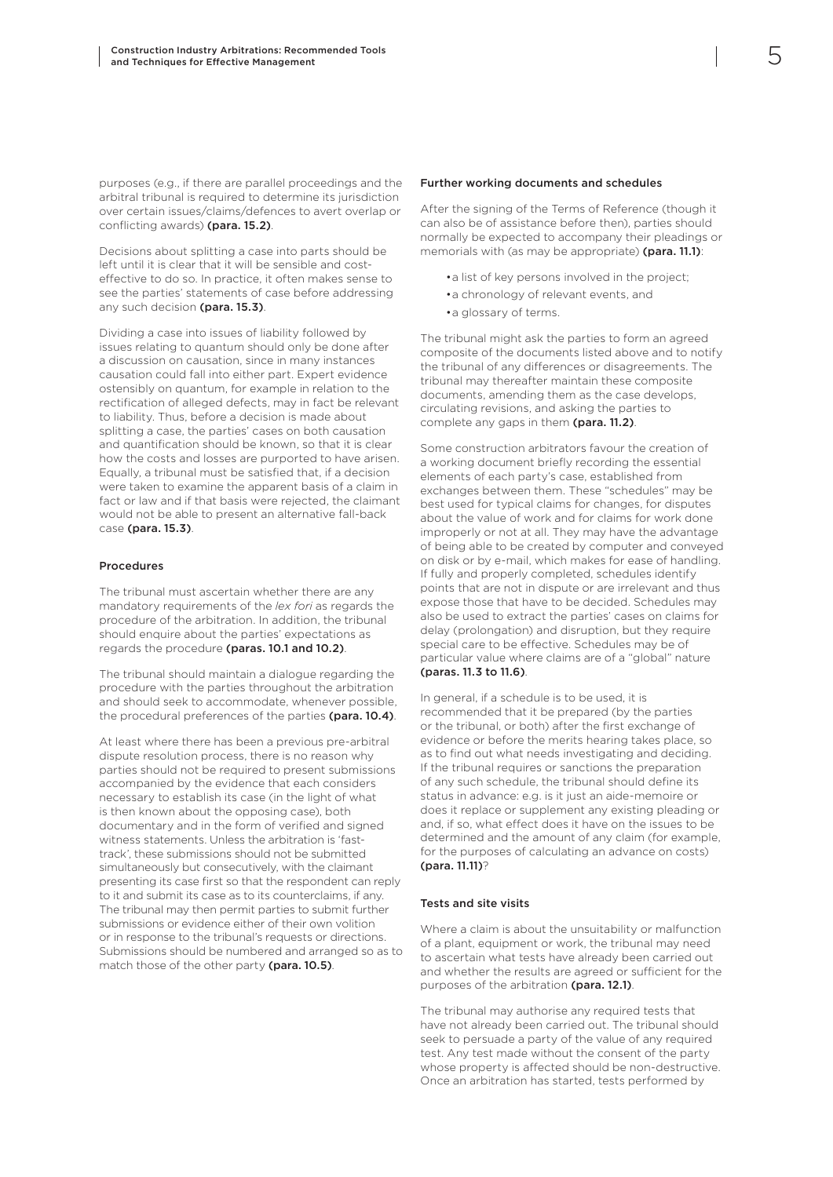purposes (e.g., if there are parallel proceedings and the arbitral tribunal is required to determine its jurisdiction over certain issues/claims/defences to avert overlap or conflicting awards) **(para. 15.2)**.

Decisions about splitting a case into parts should be left until it is clear that it will be sensible and cost-effective to do so. In practice, it often makes sense to see the parties' statements of case before addressing any such decision **(para. 15.3)**.

Dividing a case into issues of liability followed by issues relating to quantum should only be done after a discussion on causation, since in many instances causation could fall into either part. Expert evidence ostensibly on quantum, for example in relation to the rectification of alleged defects, may in fact be relevant to liability. Thus, before a decision is made about splitting a case, the parties' cases on both causation and quantification should be known, so that it is clear how the costs and losses are purported to have arisen. Equally, a tribunal must be satisfied that, if a decision were taken to examine the apparent basis of a claim in fact or law and if that basis were rejected, the claimant would not be able to present an alternative fall-back case **(para. 15.3)**.

#### Procedures

The tribunal must ascertain whether there are any mandatory requirements of the *lex fori* as regards the procedure of the arbitration. In addition, the tribunal should enquire about the parties' expectations as regards the procedure **(paras. 10.1 and 10.2)**.

The tribunal should maintain a dialogue regarding the procedure with the parties throughout the arbitration and should seek to accommodate, whenever possible, the procedural preferences of the parties **(para. 10.4)**.

At least where there has been a previous pre-arbitral dispute resolution process, there is no reason why parties should not be required to present submissions accompanied by the evidence that each considers necessary to establish its case (in the light of what is then known about the opposing case), both documentary and in the form of verified and signed witness statements. Unless the arbitration is 'fast-track', these submissions should not be submitted simultaneously but consecutively, with the claimant presenting its case first so that the respondent can reply to it and submit its case as to its counterclaims, if any. The tribunal may then permit parties to submit further submissions or evidence either of their own volition or in response to the tribunal's requests or directions. Submissions should be numbered and arranged so as to match those of the other party **(para. 10.5)**.

#### Further working documents and schedules

After the signing of the Terms of Reference (though it can also be of assistance before then), parties should normally be expected to accompany their pleadings or memorials with (as may be appropriate) **(para. 11.1)**:

- a list of key persons involved in the project;
- a chronology of relevant events, and
- a glossary of terms.

The tribunal might ask the parties to form an agreed composite of the documents listed above and to notify the tribunal of any differences or disagreements. The tribunal may thereafter maintain these composite documents, amending them as the case develops, circulating revisions, and asking the parties to complete any gaps in them **(para. 11.2)**.

Some construction arbitrators favour the creation of a working document briefly recording the essential elements of each party's case, established from exchanges between them. These "schedules" may be best used for typical claims for changes, for disputes about the value of work and for claims for work done improperly or not at all. They may have the advantage of being able to be created by computer and conveyed on disk or by e-mail, which makes for ease of handling. If fully and properly completed, schedules identify points that are not in dispute or are irrelevant and thus expose those that have to be decided. Schedules may also be used to extract the parties' cases on claims for delay (prolongation) and disruption, but they require special care to be effective. Schedules may be of particular value where claims are of a "global" nature **(paras. 11.3 to 11.6)**.

In general, if a schedule is to be used, it is recommended that it be prepared (by the parties or the tribunal, or both) after the first exchange of evidence or before the merits hearing takes place, so as to find out what needs investigating and deciding. If the tribunal requires or sanctions the preparation of any such schedule, the tribunal should define its status in advance: e.g. is it just an aide-memoire or does it replace or supplement any existing pleading or and, if so, what effect does it have on the issues to be determined and the amount of any claim (for example, for the purposes of calculating an advance on costs) **(para. 11.11)**?

#### Tests and site visits

Where a claim is about the unsuitability or malfunction of a plant, equipment or work, the tribunal may need to ascertain what tests have already been carried out and whether the results are agreed or sufficient for the purposes of the arbitration **(para. 12.1)**.

The tribunal may authorise any required tests that have not already been carried out. The tribunal should seek to persuade a party of the value of any required test. Any test made without the consent of the party whose property is affected should be non-destructive. Once an arbitration has started, tests performed by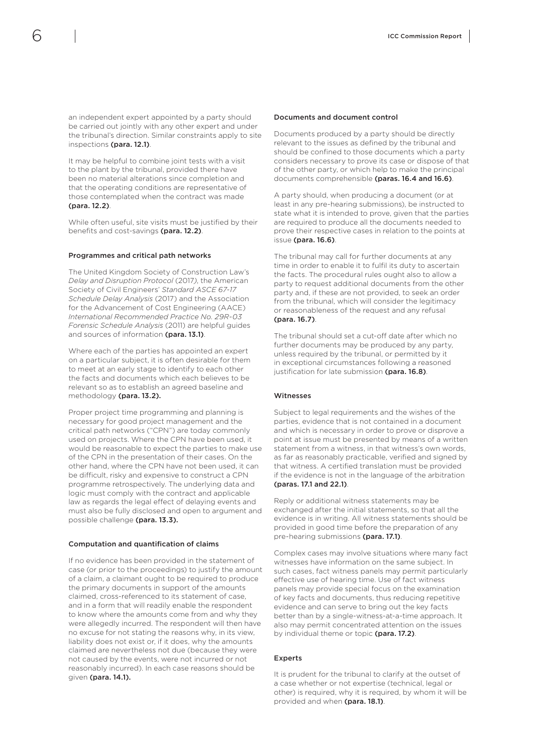an independent expert appointed by a party should be carried out jointly with any other expert and under the tribunal's direction. Similar constraints apply to site inspections **(para. 12.1)**.

It may be helpful to combine joint tests with a visit to the plant by the tribunal, provided there have been no material alterations since completion and that the operating conditions are representative of those contemplated when the contract was made **(para. 12.2)**.

While often useful, site visits must be justified by their benefits and cost-savings **(para. 12.2)**.

### Programmes and critical path networks

The United Kingdom Society of Construction Law's *Delay and Disruption Protocol* (2017), the American Society of Civil Engineers' *Standard ASCE 67-17 Schedule Delay Analysis* (2017) and the Association for the Advancement of Cost Engineering (AACE) *International Recommended Practice No. 29R-03 Forensic Schedule Analysis* (2011) are helpful guides and sources of information **(para. 13.1)**.

Where each of the parties has appointed an expert on a particular subject, it is often desirable for them to meet at an early stage to identify to each other the facts and documents which each believes to be relevant so as to establish an agreed baseline and methodology **(para. 13.2).**

Proper project time programming and planning is necessary for good project management and the critical path networks ("CPN") are today commonly used on projects. Where the CPN have been used, it would be reasonable to expect the parties to make use of the CPN in the presentation of their cases. On the other hand, where the CPN have not been used, it can be difficult, risky and expensive to construct a CPN programme retrospectively. The underlying data and logic must comply with the contract and applicable law as regards the legal effect of delaying events and must also be fully disclosed and open to argument and possible challenge **(para. 13.3).**

### Computation and quantification of claims

If no evidence has been provided in the statement of case (or prior to the proceedings) to justify the amount of a claim, a claimant ought to be required to produce the primary documents in support of the amounts claimed, cross-referenced to its statement of case, and in a form that will readily enable the respondent to know where the amounts come from and why they were allegedly incurred. The respondent will then have no excuse for not stating the reasons why, in its view, liability does not exist or, if it does, why the amounts claimed are nevertheless not due (because they were not caused by the events, were not incurred or not reasonably incurred). In each case reasons should be given **(para. 14.1).**

### Documents and document control

Documents produced by a party should be directly relevant to the issues as defined by the tribunal and should be confined to those documents which a party considers necessary to prove its case or dispose of that of the other party, or which help to make the principal documents comprehensible **(paras. 16.4 and 16.6)**.

A party should, when producing a document (or at least in any pre-hearing submissions), be instructed to state what it is intended to prove, given that the parties are required to produce all the documents needed to prove their respective cases in relation to the points at issue **(para. 16.6)**.

The tribunal may call for further documents at any time in order to enable it to fulfil its duty to ascertain the facts. The procedural rules ought also to allow a party to request additional documents from the other party and, if these are not provided, to seek an order from the tribunal, which will consider the legitimacy or reasonableness of the request and any refusal **(para. 16.7)**.

The tribunal should set a cut-off date after which no further documents may be produced by any party, unless required by the tribunal, or permitted by it in exceptional circumstances following a reasoned justification for late submission **(para. 16.8)**.

### Witnesses

Subject to legal requirements and the wishes of the parties, evidence that is not contained in a document and which is necessary in order to prove or disprove a point at issue must be presented by means of a written statement from a witness, in that witness's own words, as far as reasonably practicable, verified and signed by that witness. A certified translation must be provided if the evidence is not in the language of the arbitration **(paras. 17.1 and 22.1)**.

Reply or additional witness statements may be exchanged after the initial statements, so that all the evidence is in writing. All witness statements should be provided in good time before the preparation of any pre-hearing submissions **(para. 17.1)**.

Complex cases may involve situations where many fact witnesses have information on the same subject. In such cases, fact witness panels may permit particularly effective use of hearing time. Use of fact witness panels may provide special focus on the examination of key facts and documents, thus reducing repetitive evidence and can serve to bring out the key facts better than by a single-witness-at-a-time approach. It also may permit concentrated attention on the issues by individual theme or topic **(para. 17.2)**.

### Experts

It is prudent for the tribunal to clarify at the outset of a case whether or not expertise (technical, legal or other) is required, why it is required, by whom it will be provided and when **(para. 18.1)**.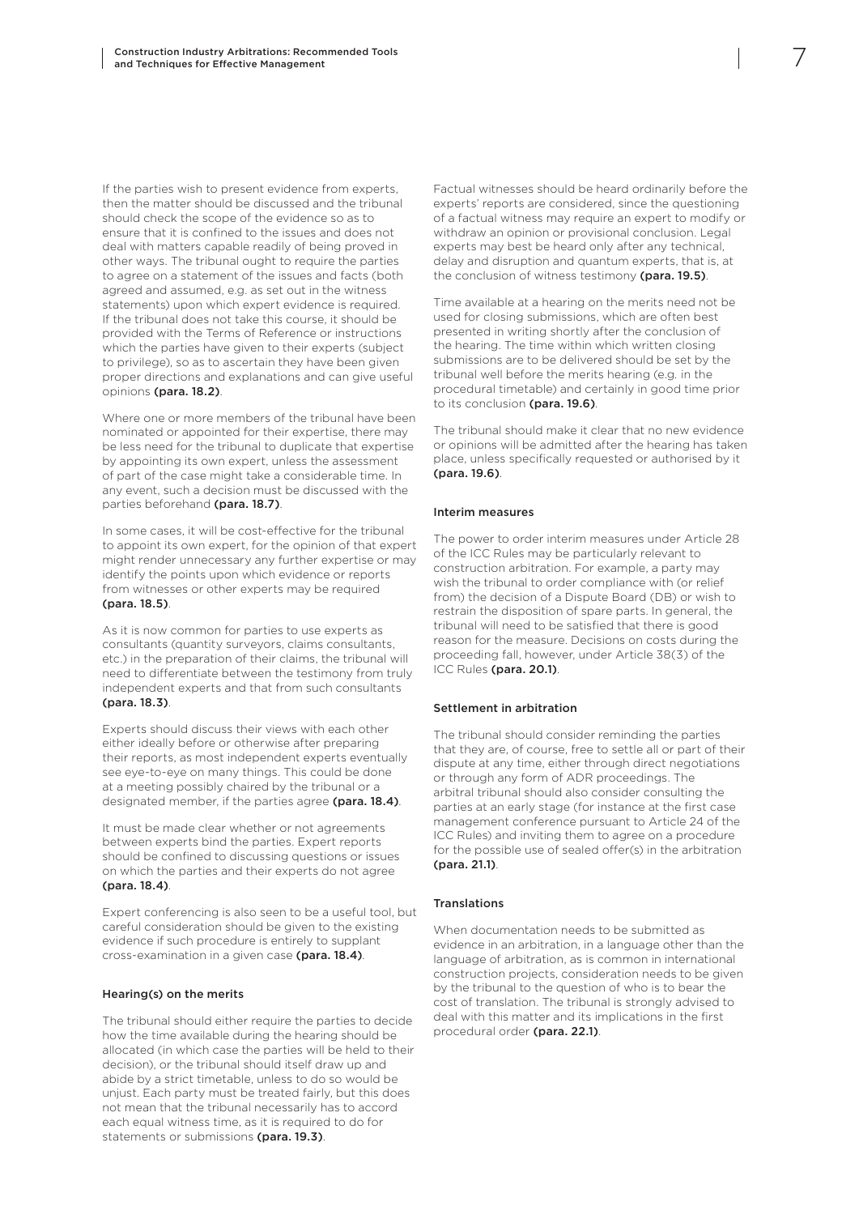If the parties wish to present evidence from experts, then the matter should be discussed and the tribunal should check the scope of the evidence so as to ensure that it is confined to the issues and does not deal with matters capable readily of being proved in other ways. The tribunal ought to require the parties to agree on a statement of the issues and facts (both agreed and assumed, e.g. as set out in the witness statements) upon which expert evidence is required. If the tribunal does not take this course, it should be provided with the Terms of Reference or instructions which the parties have given to their experts (subject to privilege), so as to ascertain they have been given proper directions and explanations and can give useful opinions **(para. 18.2)**.

Where one or more members of the tribunal have been nominated or appointed for their expertise, there may be less need for the tribunal to duplicate that expertise by appointing its own expert, unless the assessment of part of the case might take a considerable time. In any event, such a decision must be discussed with the parties beforehand **(para. 18.7)**.

In some cases, it will be cost-effective for the tribunal to appoint its own expert, for the opinion of that expert might render unnecessary any further expertise or may identify the points upon which evidence or reports from witnesses or other experts may be required **(para. 18.5)**.

As it is now common for parties to use experts as consultants (quantity surveyors, claims consultants, etc.) in the preparation of their claims, the tribunal will need to differentiate between the testimony from truly independent experts and that from such consultants **(para. 18.3)**.

Experts should discuss their views with each other either ideally before or otherwise after preparing their reports, as most independent experts eventually see eye-to-eye on many things. This could be done at a meeting possibly chaired by the tribunal or a designated member, if the parties agree **(para. 18.4)**.

It must be made clear whether or not agreements between experts bind the parties. Expert reports should be confined to discussing questions or issues on which the parties and their experts do not agree **(para. 18.4)**.

Expert conferencing is also seen to be a useful tool, but careful consideration should be given to the existing evidence if such procedure is entirely to supplant cross-examination in a given case **(para. 18.4)**.

### Hearing(s) on the merits

The tribunal should either require the parties to decide how the time available during the hearing should be allocated (in which case the parties will be held to their decision), or the tribunal should itself draw up and abide by a strict timetable, unless to do so would be unjust. Each party must be treated fairly, but this does not mean that the tribunal necessarily has to accord each equal witness time, as it is required to do for statements or submissions **(para. 19.3)**.

Factual witnesses should be heard ordinarily before the experts' reports are considered, since the questioning of a factual witness may require an expert to modify or withdraw an opinion or provisional conclusion. Legal experts may best be heard only after any technical, delay and disruption and quantum experts, that is, at the conclusion of witness testimony **(para. 19.5)**.

Time available at a hearing on the merits need not be used for closing submissions, which are often best presented in writing shortly after the conclusion of the hearing. The time within which written closing submissions are to be delivered should be set by the tribunal well before the merits hearing (e.g. in the procedural timetable) and certainly in good time prior to its conclusion **(para. 19.6)**.

The tribunal should make it clear that no new evidence or opinions will be admitted after the hearing has taken place, unless specifically requested or authorised by it **(para. 19.6)**.

### Interim measures

The power to order interim measures under Article 28 of the ICC Rules may be particularly relevant to construction arbitration. For example, a party may wish the tribunal to order compliance with (or relief from) the decision of a Dispute Board (DB) or wish to restrain the disposition of spare parts. In general, the tribunal will need to be satisfied that there is good reason for the measure. Decisions on costs during the proceeding fall, however, under Article 38(3) of the ICC Rules **(para. 20.1)**.

### Settlement in arbitration

The tribunal should consider reminding the parties that they are, of course, free to settle all or part of their dispute at any time, either through direct negotiations or through any form of ADR proceedings. The arbitral tribunal should also consider consulting the parties at an early stage (for instance at the first case management conference pursuant to Article 24 of the ICC Rules) and inviting them to agree on a procedure for the possible use of sealed offer(s) in the arbitration **(para. 21.1)**.

### Translations

When documentation needs to be submitted as evidence in an arbitration, in a language other than the language of arbitration, as is common in international construction projects, consideration needs to be given by the tribunal to the question of who is to bear the cost of translation. The tribunal is strongly advised to deal with this matter and its implications in the first procedural order **(para. 22.1)**.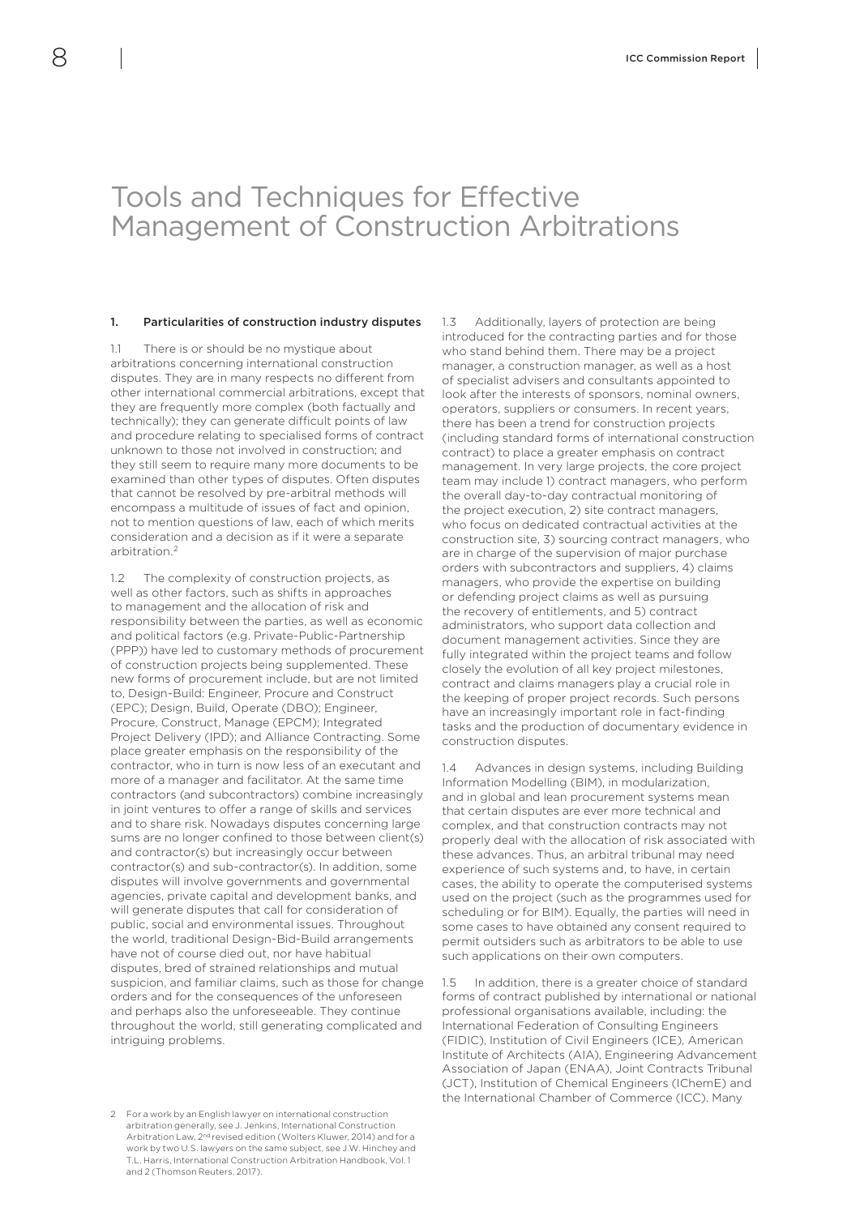# Tools and Techniques for Effective Management of Construction Arbitrations

## 1. Particularities of construction industry disputes

1.1 There is or should be no mystique about arbitrations concerning international construction disputes. They are in many respects no different from other international commercial arbitrations, except that they are frequently more complex (both factually and technically); they can generate difficult points of law and procedure relating to specialised forms of contract unknown to those not involved in construction; and they still seem to require many more documents to be examined than other types of disputes. Often disputes that cannot be resolved by pre-arbitral methods will encompass a multitude of issues of fact and opinion, not to mention questions of law, each of which merits consideration and a decision as if it were a separate arbitration.[2]

1.2 The complexity of construction projects, as well as other factors, such as shifts in approaches to management and the allocation of risk and responsibility between the parties, as well as economic and political factors (e.g. Private-Public-Partnership (PPP)) have led to customary methods of procurement of construction projects being supplemented. These new forms of procurement include, but are not limited to, Design-Build: Engineer, Procure and Construct (EPC); Design, Build, Operate (DBO); Engineer, Procure, Construct, Manage (EPCM); Integrated Project Delivery (IPD); and Alliance Contracting. Some place greater emphasis on the responsibility of the contractor, who in turn is now less of an executant and more of a manager and facilitator. At the same time contractors (and subcontractors) combine increasingly in joint ventures to offer a range of skills and services and to share risk. Nowadays disputes concerning large sums are no longer confined to those between client(s) and contractor(s) but increasingly occur between contractor(s) and sub-contractor(s). In addition, some disputes will involve governments and governmental agencies, private capital and development banks, and will generate disputes that call for consideration of public, social and environmental issues. Throughout the world, traditional Design-Bid-Build arrangements have not of course died out, nor have habitual disputes, bred of strained relationships and mutual suspicion, and familiar claims, such as those for change orders and for the consequences of the unforeseen and perhaps also the unforeseeable. They continue throughout the world, still generating complicated and intriguing problems.

1.3 Additionally, layers of protection are being introduced for the contracting parties and for those who stand behind them. There may be a project manager, a construction manager, as well as a host of specialist advisers and consultants appointed to look after the interests of sponsors, nominal owners, operators, suppliers or consumers. In recent years, there has been a trend for construction projects (including standard forms of international construction contract) to place a greater emphasis on contract management. In very large projects, the core project team may include 1) contract managers, who perform the overall day-to-day contractual monitoring of the project execution, 2) site contract managers, who focus on dedicated contractual activities at the construction site, 3) sourcing contract managers, who are in charge of the supervision of major purchase orders with subcontractors and suppliers, 4) claims managers, who provide the expertise on building or defending project claims as well as pursuing the recovery of entitlements, and 5) contract administrators, who support data collection and document management activities. Since they are fully integrated within the project teams and follow closely the evolution of all key project milestones, contract and claims managers play a crucial role in the keeping of proper project records. Such persons have an increasingly important role in fact-finding tasks and the production of documentary evidence in construction disputes.

1.4 Advances in design systems, including Building Information Modelling (BIM), in modularization, and in global and lean procurement systems mean that certain disputes are ever more technical and complex, and that construction contracts may not properly deal with the allocation of risk associated with these advances. Thus, an arbitral tribunal may need experience of such systems and, to have, in certain cases, the ability to operate the computerised systems used on the project (such as the programmes used for scheduling or for BIM). Equally, the parties will need in some cases to have obtained any consent required to permit outsiders such as arbitrators to be able to use such applications on their own computers.

1.5 In addition, there is a greater choice of standard forms of contract published by international or national professional organisations available, including: the International Federation of Consulting Engineers (FIDIC), Institution of Civil Engineers (ICE), American Institute of Architects (AIA), Engineering Advancement Association of Japan (ENAA), Joint Contracts Tribunal (JCT), Institution of Chemical Engineers (IChemE) and the International Chamber of Commerce (ICC). Many

---

[2] For a work by an English lawyer on international construction arbitration generally, see J. Jenkins, International Construction Arbitration Law, 2nd revised edition (Wolters Kluwer, 2014) and for a work by two U.S. lawyers on the same subject, see J.W. Hinchey and T.L. Harris, International Construction Arbitration Handbook, Vol. 1 and 2 (Thomson Reuters, 2017).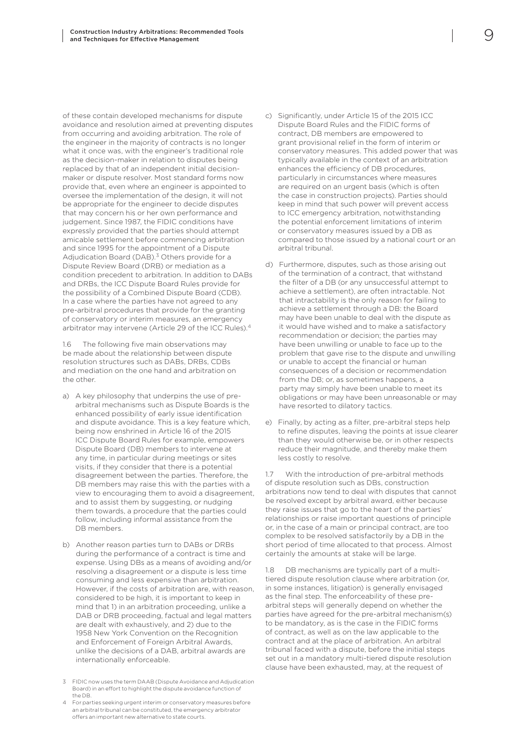of these contain developed mechanisms for dispute avoidance and resolution aimed at preventing disputes from occurring and avoiding arbitration. The role of the engineer in the majority of contracts is no longer what it once was, with the engineer's traditional role as the decision-maker in relation to disputes being replaced by that of an independent initial decision-maker or dispute resolver. Most standard forms now provide that, even where an engineer is appointed to oversee the implementation of the design, it will not be appropriate for the engineer to decide disputes that may concern his or her own performance and judgement. Since 1987, the FIDIC conditions have expressly provided that the parties should attempt amicable settlement before commencing arbitration and since 1995 for the appointment of a Dispute Adjudication Board (DAB).[3] Others provide for a Dispute Review Board (DRB) or mediation as a condition precedent to arbitration. In addition to DABs and DRBs, the ICC Dispute Board Rules provide for the possibility of a Combined Dispute Board (CDB). In a case where the parties have not agreed to any pre-arbitral procedures that provide for the granting of conservatory or interim measures, an emergency arbitrator may intervene (Article 29 of the ICC Rules).[4]

1.6 The following five main observations may be made about the relationship between dispute resolution structures such as DABs, DRBs, CDBs and mediation on the one hand and arbitration on the other.

a) A key philosophy that underpins the use of pre-arbitral mechanisms such as Dispute Boards is the enhanced possibility of early issue identification and dispute avoidance. This is a key feature which, being now enshrined in Article 16 of the 2015 ICC Dispute Board Rules for example, empowers Dispute Board (DB) members to intervene at any time, in particular during meetings or sites visits, if they consider that there is a potential disagreement between the parties. Therefore, the DB members may raise this with the parties with a view to encouraging them to avoid a disagreement, and to assist them by suggesting, or nudging them towards, a procedure that the parties could follow, including informal assistance from the DB members.

b) Another reason parties turn to DABs or DRBs during the performance of a contract is time and expense. Using DBs as a means of avoiding and/or resolving a disagreement or a dispute is less time consuming and less expensive than arbitration. However, if the costs of arbitration are, with reason, considered to be high, it is important to keep in mind that 1) in an arbitration proceeding, unlike a DAB or DRB proceeding, factual and legal matters are dealt with exhaustively, and 2) due to the 1958 New York Convention on the Recognition and Enforcement of Foreign Arbitral Awards, unlike the decisions of a DAB, arbitral awards are internationally enforceable.

c) Significantly, under Article 15 of the 2015 ICC Dispute Board Rules and the FIDIC forms of contract, DB members are empowered to grant provisional relief in the form of interim or conservatory measures. This added power that was typically available in the context of an arbitration enhances the efficiency of DB procedures, particularly in circumstances where measures are required on an urgent basis (which is often the case in construction projects). Parties should keep in mind that such power will prevent access to ICC emergency arbitration, notwithstanding the potential enforcement limitations of interim or conservatory measures issued by a DB as compared to those issued by a national court or an arbitral tribunal.

d) Furthermore, disputes, such as those arising out of the termination of a contract, that withstand the filter of a DB (or any unsuccessful attempt to achieve a settlement), are often intractable. Not that intractability is the only reason for failing to achieve a settlement through a DB: the Board may have been unable to deal with the dispute as it would have wished and to make a satisfactory recommendation or decision; the parties may have been unwilling or unable to face up to the problem that gave rise to the dispute and unwilling or unable to accept the financial or human consequences of a decision or recommendation from the DB; or, as sometimes happens, a party may simply have been unable to meet its obligations or may have been unreasonable or may have resorted to dilatory tactics.

e) Finally, by acting as a filter, pre-arbitral steps help to refine disputes, leaving the points at issue clearer than they would otherwise be, or in other respects reduce their magnitude, and thereby make them less costly to resolve.

1.7 With the introduction of pre-arbitral methods of dispute resolution such as DBs, construction arbitrations now tend to deal with disputes that cannot be resolved except by arbitral award, either because they raise issues that go to the heart of the parties' relationships or raise important questions of principle or, in the case of a main or principal contract, are too complex to be resolved satisfactorily by a DB in the short period of time allocated to that process. Almost certainly the amounts at stake will be large.

1.8 DB mechanisms are typically part of a multi-tiered dispute resolution clause where arbitration (or, in some instances, litigation) is generally envisaged as the final step. The enforceability of these pre-arbitral steps will generally depend on whether the parties have agreed for the pre-arbitral mechanism(s) to be mandatory, as is the case in the FIDIC forms of contract, as well as on the law applicable to the contract and at the place of arbitration. An arbitral tribunal faced with a dispute, before the initial steps set out in a mandatory multi-tiered dispute resolution clause have been exhausted, may, at the request of

---

[3] FIDIC now uses the term DAAB (Dispute Avoidance and Adjudication Board) in an effort to highlight the dispute avoidance function of the DB.

[4] For parties seeking urgent interim or conservatory measures before an arbitral tribunal can be constituted, the emergency arbitrator offers an important new alternative to state courts.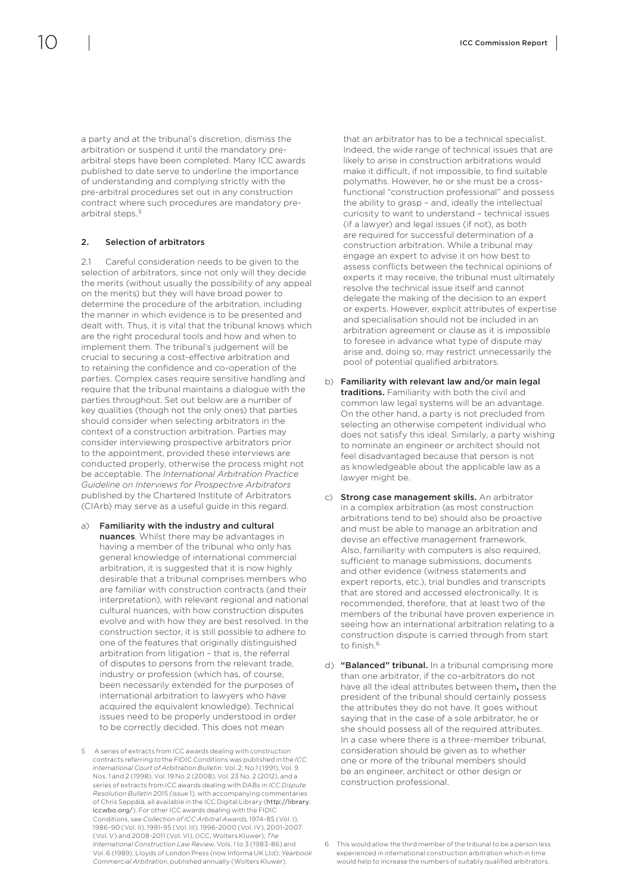a party and at the tribunal's discretion, dismiss the arbitration or suspend it until the mandatory pre-arbitral steps have been completed. Many ICC awards published to date serve to underline the importance of understanding and complying strictly with the pre-arbitral procedures set out in any construction contract where such procedures are mandatory pre-arbitral steps.[5]

## 2. Selection of arbitrators

2.1 Careful consideration needs to be given to the selection of arbitrators, since not only will they decide the merits (without usually the possibility of any appeal on the merits) but they will have broad power to determine the procedure of the arbitration, including the manner in which evidence is to be presented and dealt with. Thus, it is vital that the tribunal knows which are the right procedural tools and how and when to implement them. The tribunal's judgement will be crucial to securing a cost-effective arbitration and to retaining the confidence and co-operation of the parties. Complex cases require sensitive handling and require that the tribunal maintains a dialogue with the parties throughout. Set out below are a number of key qualities (though not the only ones) that parties should consider when selecting arbitrators in the context of a construction arbitration. Parties may consider interviewing prospective arbitrators prior to the appointment, provided these interviews are conducted properly, otherwise the process might not be acceptable. The *International Arbitration Practice Guideline on Interviews for Prospective Arbitrators* published by the Chartered Institute of Arbitrators (CIArb) may serve as a useful guide in this regard.

a) **Familiarity with the industry and cultural nuances**. Whilst there may be advantages in having a member of the tribunal who only has general knowledge of international commercial arbitration, it is suggested that it is now highly desirable that a tribunal comprises members who are familiar with construction contracts (and their interpretation), with relevant regional and national cultural nuances, with how construction disputes evolve and with how they are best resolved. In the construction sector, it is still possible to adhere to one of the features that originally distinguished arbitration from litigation – that is, the referral of disputes to persons from the relevant trade, industry or profession (which has, of course, been necessarily extended for the purposes of international arbitration to lawyers who have acquired the equivalent knowledge). Technical issues need to be properly understood in order to be correctly decided. This does not mean that an arbitrator has to be a technical specialist. Indeed, the wide range of technical issues that are likely to arise in construction arbitrations would make it difficult, if not impossible, to find suitable polymaths. However, he or she must be a cross-functional "construction professional" and possess the ability to grasp – and, ideally the intellectual curiosity to want to understand – technical issues (if a lawyer) and legal issues (if not), as both are required for successful determination of a construction arbitration. While a tribunal may engage an expert to advise it on how best to assess conflicts between the technical opinions of experts it may receive, the tribunal must ultimately resolve the technical issue itself and cannot delegate the making of the decision to an expert or experts. However, explicit attributes of expertise and specialisation should not be included in an arbitration agreement or clause as it is impossible to foresee in advance what type of dispute may arise and, doing so, may restrict unnecessarily the pool of potential qualified arbitrators.

b) **Familiarity with relevant law and/or main legal traditions.** Familiarity with both the civil and common law legal systems will be an advantage. On the other hand, a party is not precluded from selecting an otherwise competent individual who does not satisfy this ideal. Similarly, a party wishing to nominate an engineer or architect should not feel disadvantaged because that person is not as knowledgeable about the applicable law as a lawyer might be.

c) **Strong case management skills.** An arbitrator in a complex arbitration (as most construction arbitrations tend to be) should also be proactive and must be able to manage an arbitration and devise an effective management framework. Also, familiarity with computers is also required, sufficient to manage submissions, documents and other evidence (witness statements and expert reports, etc.), trial bundles and transcripts that are stored and accessed electronically. It is recommended, therefore, that at least two of the members of the tribunal have proven experience in seeing how an international arbitration relating to a construction dispute is carried through from start to finish.[6]

d) **"Balanced" tribunal.** In a tribunal comprising more than one arbitrator, if the co-arbitrators do not have all the ideal attributes between them**,** then the president of the tribunal should certainly possess the attributes they do not have. It goes without saying that in the case of a sole arbitrator, he or she should possess all of the required attributes. In a case where there is a three-member tribunal, consideration should be given as to whether one or more of the tribunal members should be an engineer, architect or other design or construction professional.

---

5 A series of extracts from ICC awards dealing with construction contracts referring to the FIDIC Conditions was published in the *ICC International Court of Arbitration Bulletin*: Vol. 2, No.1 (1991), Vol. 9 Nos. 1 and 2 (1998), Vol. 19 No.2 (2008), Vol. 23 No. 2 (2012), and a series of extracts from ICC awards dealing with DABs in *ICC Dispute Resolution Bulletin* 2015 (issue 1), with accompanying commentaries of Chris Seppälä, all available in the ICC Digital Library (**http://library.iccwbo.org/**). For other ICC awards dealing with the FIDIC Conditions, see *Collection of ICC Arbitral Awards*, 1974-85 (Vol. I), 1986-90 (Vol. II), 1991-95 (Vol. III), 1996-2000 (Vol. IV), 2001-2007 (Vol. V) and 2008-2011 (Vol. VI), (ICC, Wolters Kluwer); *The International Construction Law Review*, Vols. 1 to 3 (1983-86) and Vol. 6 (1989), Lloyds of London Press (now Informa UK Ltd); *Yearbook Commercial Arbitration*, published annually (Wolters Kluwer).

6 This would allow the third member of the tribunal to be a person less experienced in international construction arbitration which in time would help to increase the numbers of suitably qualified arbitrators.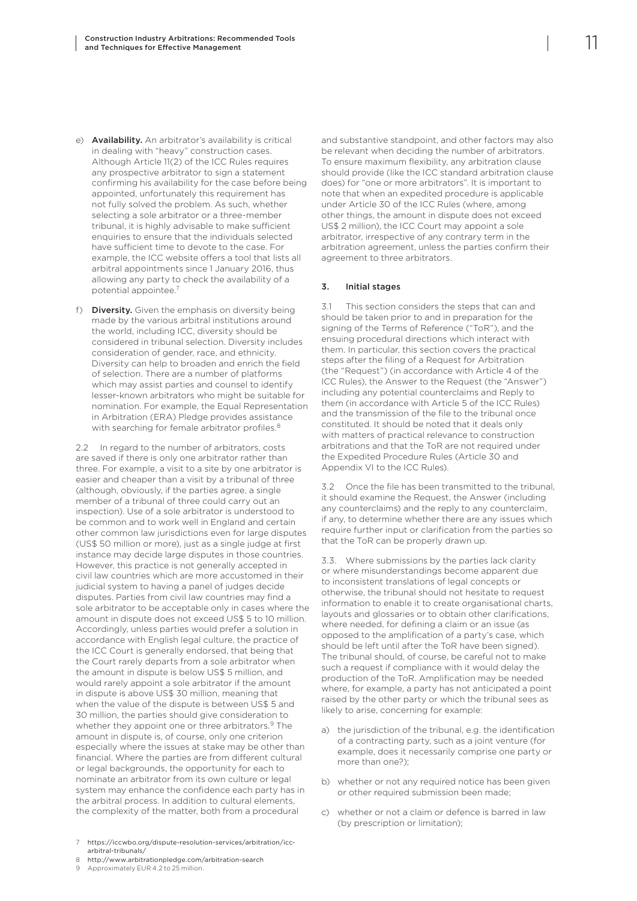e) **Availability.** An arbitrator's availability is critical in dealing with "heavy" construction cases. Although Article 11(2) of the ICC Rules requires any prospective arbitrator to sign a statement confirming his availability for the case before being appointed, unfortunately this requirement has not fully solved the problem. As such, whether selecting a sole arbitrator or a three-member tribunal, it is highly advisable to make sufficient enquiries to ensure that the individuals selected have sufficient time to devote to the case. For example, the ICC website offers a tool that lists all arbitral appointments since 1 January 2016, thus allowing any party to check the availability of a potential appointee.[7]

f) **Diversity.** Given the emphasis on diversity being made by the various arbitral institutions around the world, including ICC, diversity should be considered in tribunal selection. Diversity includes consideration of gender, race, and ethnicity. Diversity can help to broaden and enrich the field of selection. There are a number of platforms which may assist parties and counsel to identify lesser-known arbitrators who might be suitable for nomination. For example, the Equal Representation in Arbitration (ERA) Pledge provides assistance with searching for female arbitrator profiles.[8]

2.2 In regard to the number of arbitrators, costs are saved if there is only one arbitrator rather than three. For example, a visit to a site by one arbitrator is easier and cheaper than a visit by a tribunal of three (although, obviously, if the parties agree, a single member of a tribunal of three could carry out an inspection). Use of a sole arbitrator is understood to be common and to work well in England and certain other common law jurisdictions even for large disputes (US$ 50 million or more), just as a single judge at first instance may decide large disputes in those countries. However, this practice is not generally accepted in civil law countries which are more accustomed in their judicial system to having a panel of judges decide disputes. Parties from civil law countries may find a sole arbitrator to be acceptable only in cases where the amount in dispute does not exceed US$ 5 to 10 million. Accordingly, unless parties would prefer a solution in accordance with English legal culture, the practice of the ICC Court is generally endorsed, that being that the Court rarely departs from a sole arbitrator when the amount in dispute is below US$ 5 million, and would rarely appoint a sole arbitrator if the amount in dispute is above US$ 30 million, meaning that when the value of the dispute is between US$ 5 and 30 million, the parties should give consideration to whether they appoint one or three arbitrators.[9] The amount in dispute is, of course, only one criterion especially where the issues at stake may be other than financial. Where the parties are from different cultural or legal backgrounds, the opportunity for each to nominate an arbitrator from its own culture or legal system may enhance the confidence each party has in the arbitral process. In addition to cultural elements, the complexity of the matter, both from a procedural and substantive standpoint, and other factors may also be relevant when deciding the number of arbitrators. To ensure maximum flexibility, any arbitration clause should provide (like the ICC standard arbitration clause does) for "one or more arbitrators". It is important to note that when an expedited procedure is applicable under Article 30 of the ICC Rules (where, among other things, the amount in dispute does not exceed US$ 2 million), the ICC Court may appoint a sole arbitrator, irrespective of any contrary term in the arbitration agreement, unless the parties confirm their agreement to three arbitrators.

## 3. Initial stages

3.1 This section considers the steps that can and should be taken prior to and in preparation for the signing of the Terms of Reference ("ToR"), and the ensuing procedural directions which interact with them. In particular, this section covers the practical steps after the filing of a Request for Arbitration (the "Request") (in accordance with Article 4 of the ICC Rules), the Answer to the Request (the "Answer") including any potential counterclaims and Reply to them (in accordance with Article 5 of the ICC Rules) and the transmission of the file to the tribunal once constituted. It should be noted that it deals only with matters of practical relevance to construction arbitrations and that the ToR are not required under the Expedited Procedure Rules (Article 30 and Appendix VI to the ICC Rules).

3.2 Once the file has been transmitted to the tribunal, it should examine the Request, the Answer (including any counterclaims) and the reply to any counterclaim, if any, to determine whether there are any issues which require further input or clarification from the parties so that the ToR can be properly drawn up.

3.3. Where submissions by the parties lack clarity or where misunderstandings become apparent due to inconsistent translations of legal concepts or otherwise, the tribunal should not hesitate to request information to enable it to create organisational charts, layouts and glossaries or to obtain other clarifications, where needed, for defining a claim or an issue (as opposed to the amplification of a party's case, which should be left until after the ToR have been signed). The tribunal should, of course, be careful not to make such a request if compliance with it would delay the production of the ToR. Amplification may be needed where, for example, a party has not anticipated a point raised by the other party or which the tribunal sees as likely to arise, concerning for example:

a) the jurisdiction of the tribunal, e.g. the identification of a contracting party, such as a joint venture (for example, does it necessarily comprise one party or more than one?);

b) whether or not any required notice has been given or other required submission been made;

c) whether or not a claim or defence is barred in law (by prescription or limitation);

---

7 https://iccwbo.org/dispute-resolution-services/arbitration/icc-arbitral-tribunals/

8 http://www.arbitrationpledge.com/arbitration-search

9 Approximately EUR 4.2 to 25 million.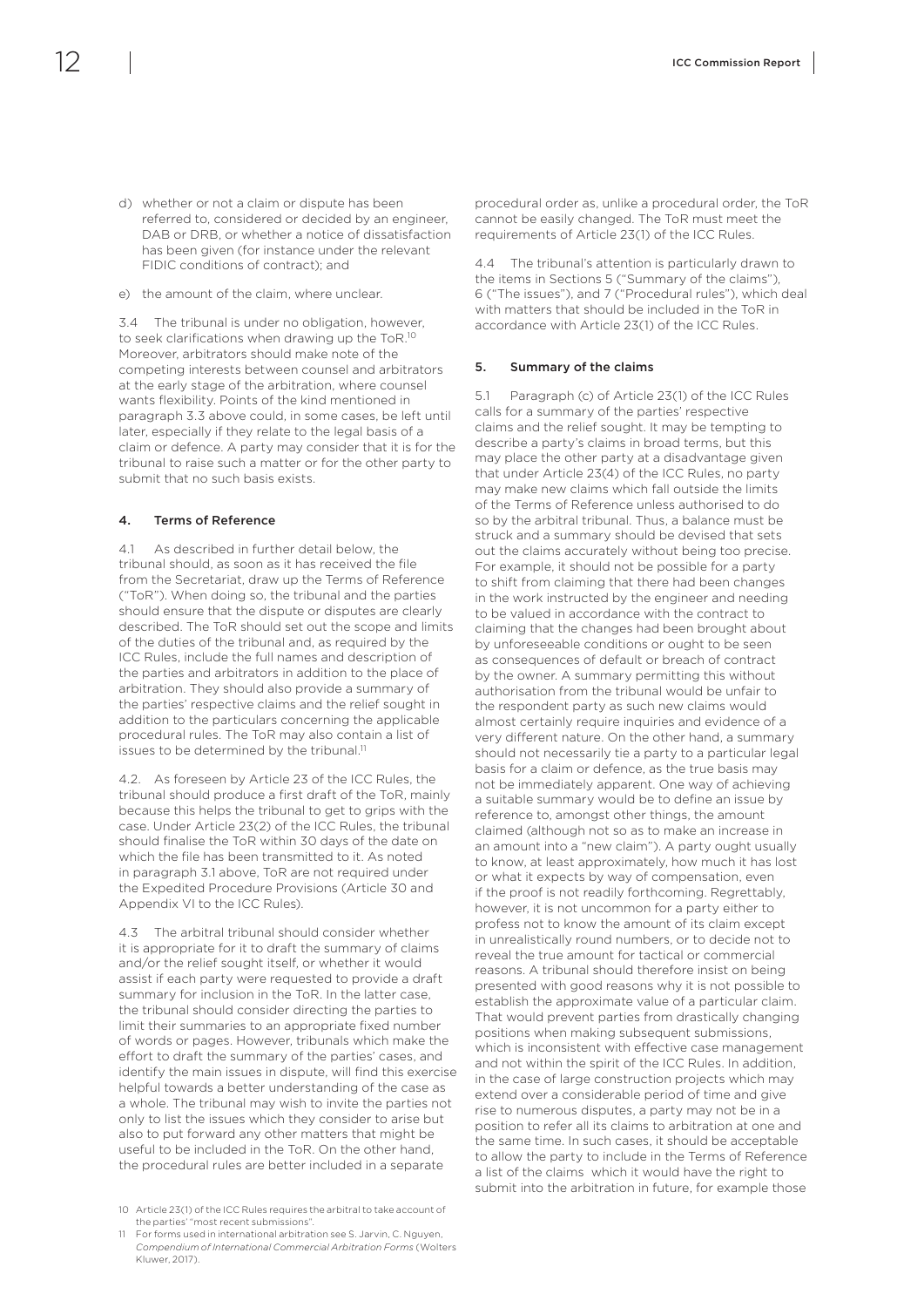d) whether or not a claim or dispute has been referred to, considered or decided by an engineer, DAB or DRB, or whether a notice of dissatisfaction has been given (for instance under the relevant FIDIC conditions of contract); and

e) the amount of the claim, where unclear.

3.4 The tribunal is under no obligation, however, to seek clarifications when drawing up the ToR.[10] Moreover, arbitrators should make note of the competing interests between counsel and arbitrators at the early stage of the arbitration, where counsel wants flexibility. Points of the kind mentioned in paragraph 3.3 above could, in some cases, be left until later, especially if they relate to the legal basis of a claim or defence. A party may consider that it is for the tribunal to raise such a matter or for the other party to submit that no such basis exists.

#### 4. Terms of Reference

4.1 As described in further detail below, the tribunal should, as soon as it has received the file from the Secretariat, draw up the Terms of Reference ("ToR"). When doing so, the tribunal and the parties should ensure that the dispute or disputes are clearly described. The ToR should set out the scope and limits of the duties of the tribunal and, as required by the ICC Rules, include the full names and description of the parties and arbitrators in addition to the place of arbitration. They should also provide a summary of the parties' respective claims and the relief sought in addition to the particulars concerning the applicable procedural rules. The ToR may also contain a list of issues to be determined by the tribunal.[11]

4.2. As foreseen by Article 23 of the ICC Rules, the tribunal should produce a first draft of the ToR, mainly because this helps the tribunal to get to grips with the case. Under Article 23(2) of the ICC Rules, the tribunal should finalise the ToR within 30 days of the date on which the file has been transmitted to it. As noted in paragraph 3.1 above, ToR are not required under the Expedited Procedure Provisions (Article 30 and Appendix VI to the ICC Rules).

4.3 The arbitral tribunal should consider whether it is appropriate for it to draft the summary of claims and/or the relief sought itself, or whether it would assist if each party were requested to provide a draft summary for inclusion in the ToR. In the latter case, the tribunal should consider directing the parties to limit their summaries to an appropriate fixed number of words or pages. However, tribunals which make the effort to draft the summary of the parties' cases, and identify the main issues in dispute, will find this exercise helpful towards a better understanding of the case as a whole. The tribunal may wish to invite the parties not only to list the issues which they consider to arise but also to put forward any other matters that might be useful to be included in the ToR. On the other hand, the procedural rules are better included in a separate procedural order as, unlike a procedural order, the ToR cannot be easily changed. The ToR must meet the requirements of Article 23(1) of the ICC Rules.

4.4 The tribunal's attention is particularly drawn to the items in Sections 5 ("Summary of the claims"), 6 ("The issues"), and 7 ("Procedural rules"), which deal with matters that should be included in the ToR in accordance with Article 23(1) of the ICC Rules.

#### 5. Summary of the claims

5.1 Paragraph (c) of Article 23(1) of the ICC Rules calls for a summary of the parties' respective claims and the relief sought. It may be tempting to describe a party's claims in broad terms, but this may place the other party at a disadvantage given that under Article 23(4) of the ICC Rules, no party may make new claims which fall outside the limits of the Terms of Reference unless authorised to do so by the arbitral tribunal. Thus, a balance must be struck and a summary should be devised that sets out the claims accurately without being too precise. For example, it should not be possible for a party to shift from claiming that there had been changes in the work instructed by the engineer and needing to be valued in accordance with the contract to claiming that the changes had been brought about by unforeseeable conditions or ought to be seen as consequences of default or breach of contract by the owner. A summary permitting this without authorisation from the tribunal would be unfair to the respondent party as such new claims would almost certainly require inquiries and evidence of a very different nature. On the other hand, a summary should not necessarily tie a party to a particular legal basis for a claim or defence, as the true basis may not be immediately apparent. One way of achieving a suitable summary would be to define an issue by reference to, amongst other things, the amount claimed (although not so as to make an increase in an amount into a "new claim"). A party ought usually to know, at least approximately, how much it has lost or what it expects by way of compensation, even if the proof is not readily forthcoming. Regrettably, however, it is not uncommon for a party either to profess not to know the amount of its claim except in unrealistically round numbers, or to decide not to reveal the true amount for tactical or commercial reasons. A tribunal should therefore insist on being presented with good reasons why it is not possible to establish the approximate value of a particular claim. That would prevent parties from drastically changing positions when making subsequent submissions, which is inconsistent with effective case management and not within the spirit of the ICC Rules. In addition, in the case of large construction projects which may extend over a considerable period of time and give rise to numerous disputes, a party may not be in a position to refer all its claims to arbitration at one and the same time. In such cases, it should be acceptable to allow the party to include in the Terms of Reference a list of the claims which it would have the right to submit into the arbitration in future, for example those

10 Article 23(1) of the ICC Rules requires the arbitral to take account of the parties' "most recent submissions".

11 For forms used in international arbitration see S. Jarvin, C. Nguyen, *Compendium of International Commercial Arbitration Forms* (Wolters Kluwer, 2017).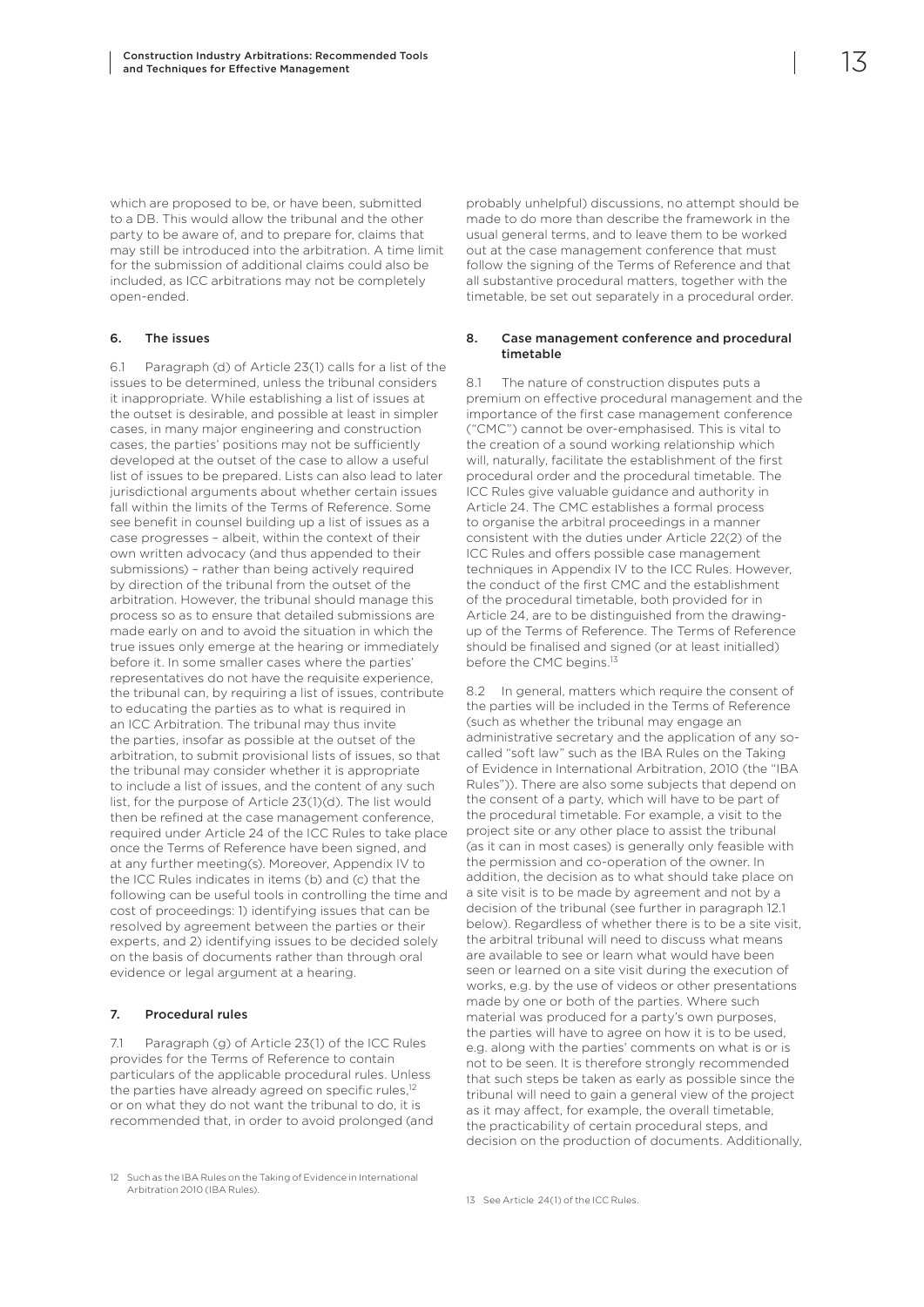which are proposed to be, or have been, submitted to a DB. This would allow the tribunal and the other party to be aware of, and to prepare for, claims that may still be introduced into the arbitration. A time limit for the submission of additional claims could also be included, as ICC arbitrations may not be completely open-ended.

## 6. The issues

6.1 Paragraph (d) of Article 23(1) calls for a list of the issues to be determined, unless the tribunal considers it inappropriate. While establishing a list of issues at the outset is desirable, and possible at least in simpler cases, in many major engineering and construction cases, the parties' positions may not be sufficiently developed at the outset of the case to allow a useful list of issues to be prepared. Lists can also lead to later jurisdictional arguments about whether certain issues fall within the limits of the Terms of Reference. Some see benefit in counsel building up a list of issues as a case progresses – albeit, within the context of their own written advocacy (and thus appended to their submissions) – rather than being actively required by direction of the tribunal from the outset of the arbitration. However, the tribunal should manage this process so as to ensure that detailed submissions are made early on and to avoid the situation in which the true issues only emerge at the hearing or immediately before it. In some smaller cases where the parties' representatives do not have the requisite experience, the tribunal can, by requiring a list of issues, contribute to educating the parties as to what is required in an ICC Arbitration. The tribunal may thus invite the parties, insofar as possible at the outset of the arbitration, to submit provisional lists of issues, so that the tribunal may consider whether it is appropriate to include a list of issues, and the content of any such list, for the purpose of Article 23(1)(d). The list would then be refined at the case management conference, required under Article 24 of the ICC Rules to take place once the Terms of Reference have been signed, and at any further meeting(s). Moreover, Appendix IV to the ICC Rules indicates in items (b) and (c) that the following can be useful tools in controlling the time and cost of proceedings: 1) identifying issues that can be resolved by agreement between the parties or their experts, and 2) identifying issues to be decided solely on the basis of documents rather than through oral evidence or legal argument at a hearing.

## 7. Procedural rules

7.1 Paragraph (g) of Article 23(1) of the ICC Rules provides for the Terms of Reference to contain particulars of the applicable procedural rules. Unless the parties have already agreed on specific rules,[12] or on what they do not want the tribunal to do, it is recommended that, in order to avoid prolonged (and probably unhelpful) discussions, no attempt should be made to do more than describe the framework in the usual general terms, and to leave them to be worked out at the case management conference that must follow the signing of the Terms of Reference and that all substantive procedural matters, together with the timetable, be set out separately in a procedural order.

## 8. Case management conference and procedural timetable

8.1 The nature of construction disputes puts a premium on effective procedural management and the importance of the first case management conference ("CMC") cannot be over-emphasised. This is vital to the creation of a sound working relationship which will, naturally, facilitate the establishment of the first procedural order and the procedural timetable. The ICC Rules give valuable guidance and authority in Article 24. The CMC establishes a formal process to organise the arbitral proceedings in a manner consistent with the duties under Article 22(2) of the ICC Rules and offers possible case management techniques in Appendix IV to the ICC Rules. However, the conduct of the first CMC and the establishment of the procedural timetable, both provided for in Article 24, are to be distinguished from the drawing-up of the Terms of Reference. The Terms of Reference should be finalised and signed (or at least initialled) before the CMC begins.[13]

8.2 In general, matters which require the consent of the parties will be included in the Terms of Reference (such as whether the tribunal may engage an administrative secretary and the application of any so-called "soft law" such as the IBA Rules on the Taking of Evidence in International Arbitration, 2010 (the "IBA Rules")). There are also some subjects that depend on the consent of a party, which will have to be part of the procedural timetable. For example, a visit to the project site or any other place to assist the tribunal (as it can in most cases) is generally only feasible with the permission and co-operation of the owner. In addition, the decision as to what should take place on a site visit is to be made by agreement and not by a decision of the tribunal (see further in paragraph 12.1 below). Regardless of whether there is to be a site visit, the arbitral tribunal will need to discuss what means are available to see or learn what would have been seen or learned on a site visit during the execution of works, e.g. by the use of videos or other presentations made by one or both of the parties. Where such material was produced for a party's own purposes, the parties will have to agree on how it is to be used, e.g. along with the parties' comments on what is or is not to be seen. It is therefore strongly recommended that such steps be taken as early as possible since the tribunal will need to gain a general view of the project as it may affect, for example, the overall timetable, the practicability of certain procedural steps, and decision on the production of documents. Additionally,

[12] Such as the IBA Rules on the Taking of Evidence in International Arbitration 2010 (IBA Rules).

[13] See Article 24(1) of the ICC Rules.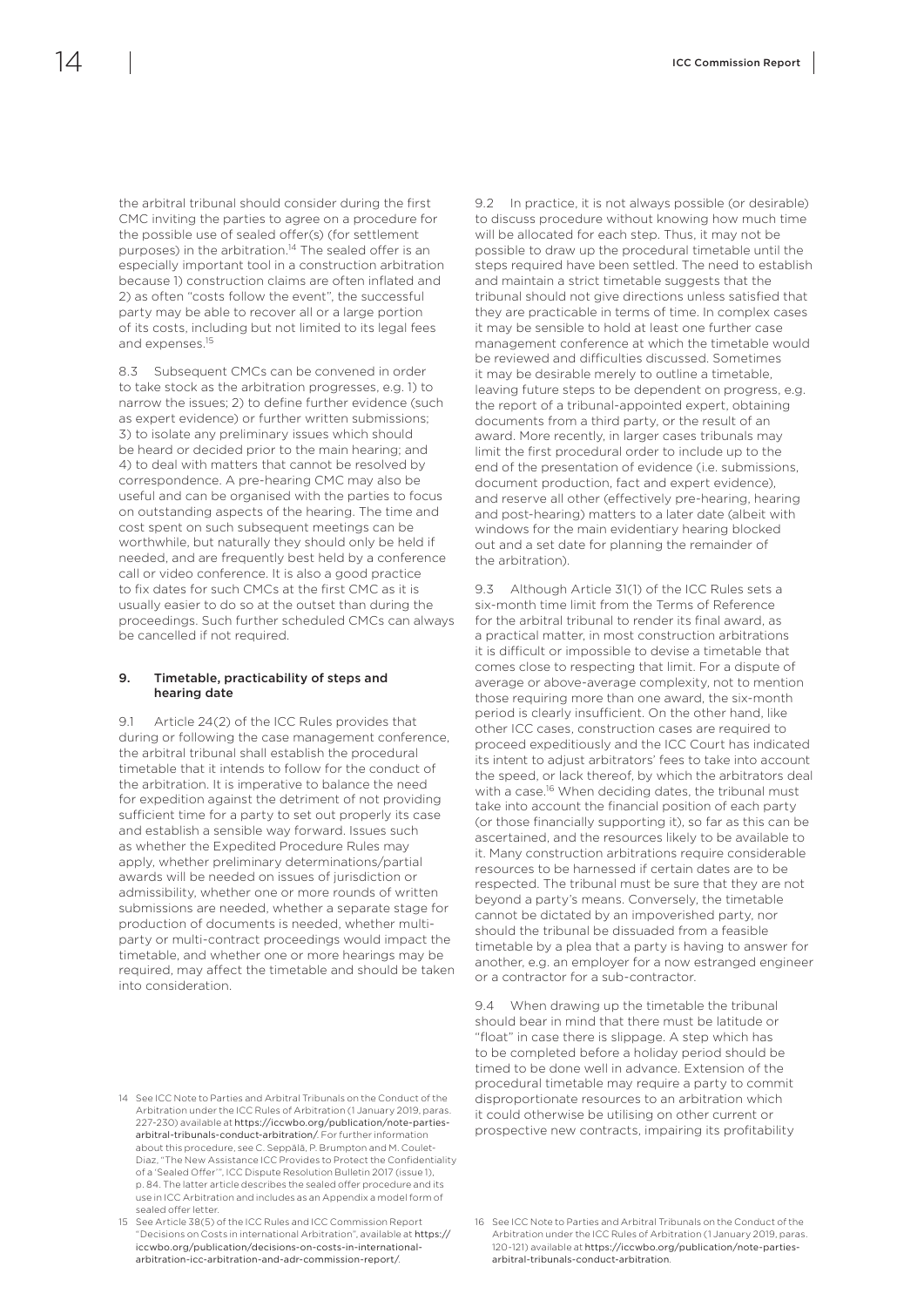the arbitral tribunal should consider during the first CMC inviting the parties to agree on a procedure for the possible use of sealed offer(s) (for settlement purposes) in the arbitration.[14] The sealed offer is an especially important tool in a construction arbitration because 1) construction claims are often inflated and 2) as often "costs follow the event", the successful party may be able to recover all or a large portion of its costs, including but not limited to its legal fees and expenses.[15]

8.3 Subsequent CMCs can be convened in order to take stock as the arbitration progresses, e.g. 1) to narrow the issues; 2) to define further evidence (such as expert evidence) or further written submissions; 3) to isolate any preliminary issues which should be heard or decided prior to the main hearing; and 4) to deal with matters that cannot be resolved by correspondence. A pre-hearing CMC may also be useful and can be organised with the parties to focus on outstanding aspects of the hearing. The time and cost spent on such subsequent meetings can be worthwhile, but naturally they should only be held if needed, and are frequently best held by a conference call or video conference. It is also a good practice to fix dates for such CMCs at the first CMC as it is usually easier to do so at the outset than during the proceedings. Such further scheduled CMCs can always be cancelled if not required.

## 9. Timetable, practicability of steps and hearing date

9.1 Article 24(2) of the ICC Rules provides that during or following the case management conference, the arbitral tribunal shall establish the procedural timetable that it intends to follow for the conduct of the arbitration. It is imperative to balance the need for expedition against the detriment of not providing sufficient time for a party to set out properly its case and establish a sensible way forward. Issues such as whether the Expedited Procedure Rules may apply, whether preliminary determinations/partial awards will be needed on issues of jurisdiction or admissibility, whether one or more rounds of written submissions are needed, whether a separate stage for production of documents is needed, whether multi-party or multi-contract proceedings would impact the timetable, and whether one or more hearings may be required, may affect the timetable and should be taken into consideration.

9.2 In practice, it is not always possible (or desirable) to discuss procedure without knowing how much time will be allocated for each step. Thus, it may not be possible to draw up the procedural timetable until the steps required have been settled. The need to establish and maintain a strict timetable suggests that the tribunal should not give directions unless satisfied that they are practicable in terms of time. In complex cases it may be sensible to hold at least one further case management conference at which the timetable would be reviewed and difficulties discussed. Sometimes it may be desirable merely to outline a timetable, leaving future steps to be dependent on progress, e.g. the report of a tribunal-appointed expert, obtaining documents from a third party, or the result of an award. More recently, in larger cases tribunals may limit the first procedural order to include up to the end of the presentation of evidence (i.e. submissions, document production, fact and expert evidence), and reserve all other (effectively pre-hearing, hearing and post-hearing) matters to a later date (albeit with windows for the main evidentiary hearing blocked out and a set date for planning the remainder of the arbitration).

9.3 Although Article 31(1) of the ICC Rules sets a six-month time limit from the Terms of Reference for the arbitral tribunal to render its final award, as a practical matter, in most construction arbitrations it is difficult or impossible to devise a timetable that comes close to respecting that limit. For a dispute of average or above-average complexity, not to mention those requiring more than one award, the six-month period is clearly insufficient. On the other hand, like other ICC cases, construction cases are required to proceed expeditiously and the ICC Court has indicated its intent to adjust arbitrators' fees to take into account the speed, or lack thereof, by which the arbitrators deal with a case.[16] When deciding dates, the tribunal must take into account the financial position of each party (or those financially supporting it), so far as this can be ascertained, and the resources likely to be available to it. Many construction arbitrations require considerable resources to be harnessed if certain dates are to be respected. The tribunal must be sure that they are not beyond a party's means. Conversely, the timetable cannot be dictated by an impoverished party, nor should the tribunal be dissuaded from a feasible timetable by a plea that a party is having to answer for another, e.g. an employer for a now estranged engineer or a contractor for a sub-contractor.

9.4 When drawing up the timetable the tribunal should bear in mind that there must be latitude or "float" in case there is slippage. A step which has to be completed before a holiday period should be timed to be done well in advance. Extension of the procedural timetable may require a party to commit disproportionate resources to an arbitration which it could otherwise be utilising on other current or prospective new contracts, impairing its profitability

---

14 See ICC Note to Parties and Arbitral Tribunals on the Conduct of the Arbitration under the ICC Rules of Arbitration (1 January 2019, paras. 227-230) available at https://iccwbo.org/publication/note-parties-arbitral-tribunals-conduct-arbitration/. For further information about this procedure, see C. Seppälä, P. Brumpton and M. Coulet-Diaz, "The New Assistance ICC Provides to Protect the Confidentiality of a 'Sealed Offer'", ICC Dispute Resolution Bulletin 2017 (issue 1), p. 84. The latter article describes the sealed offer procedure and its use in ICC Arbitration and includes as an Appendix a model form of sealed offer letter.

15 See Article 38(5) of the ICC Rules and ICC Commission Report "Decisions on Costs in international Arbitration", available at https://iccwbo.org/publication/decisions-on-costs-in-international-arbitration-icc-arbitration-and-adr-commission-report/.

16 See ICC Note to Parties and Arbitral Tribunals on the Conduct of the Arbitration under the ICC Rules of Arbitration (1 January 2019, paras. 120-121) available at https://iccwbo.org/publication/note-parties-arbitral-tribunals-conduct-arbitration.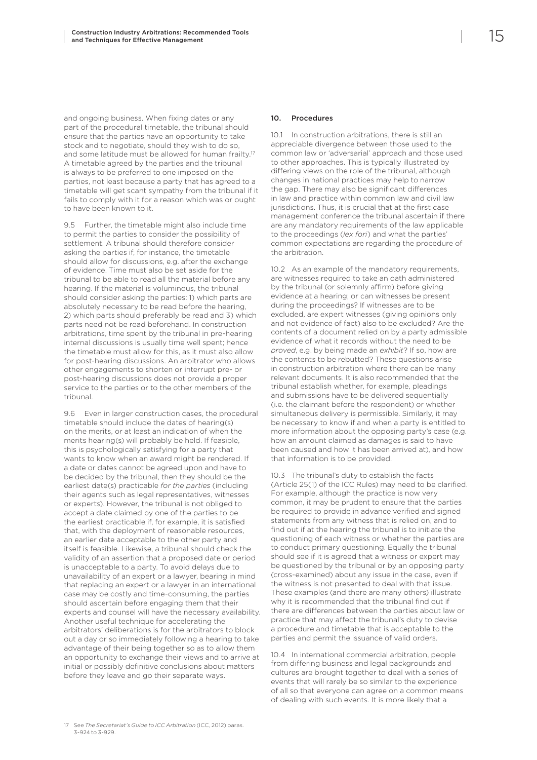and ongoing business. When fixing dates or any part of the procedural timetable, the tribunal should ensure that the parties have an opportunity to take stock and to negotiate, should they wish to do so, and some latitude must be allowed for human frailty.[17] A timetable agreed by the parties and the tribunal is always to be preferred to one imposed on the parties, not least because a party that has agreed to a timetable will get scant sympathy from the tribunal if it fails to comply with it for a reason which was or ought to have been known to it.

9.5 Further, the timetable might also include time to permit the parties to consider the possibility of settlement. A tribunal should therefore consider asking the parties if, for instance, the timetable should allow for discussions, e.g. after the exchange of evidence. Time must also be set aside for the tribunal to be able to read all the material before any hearing. If the material is voluminous, the tribunal should consider asking the parties: 1) which parts are absolutely necessary to be read before the hearing, 2) which parts should preferably be read and 3) which parts need not be read beforehand. In construction arbitrations, time spent by the tribunal in pre-hearing internal discussions is usually time well spent; hence the timetable must allow for this, as it must also allow for post-hearing discussions. An arbitrator who allows other engagements to shorten or interrupt pre- or post-hearing discussions does not provide a proper service to the parties or to the other members of the tribunal.

9.6 Even in larger construction cases, the procedural timetable should include the dates of hearing(s) on the merits, or at least an indication of when the merits hearing(s) will probably be held. If feasible, this is psychologically satisfying for a party that wants to know when an award might be rendered. If a date or dates cannot be agreed upon and have to be decided by the tribunal, then they should be the earliest date(s) practicable *for the parties* (including their agents such as legal representatives, witnesses or experts). However, the tribunal is not obliged to accept a date claimed by one of the parties to be the earliest practicable if, for example, it is satisfied that, with the deployment of reasonable resources, an earlier date acceptable to the other party and itself is feasible. Likewise, a tribunal should check the validity of an assertion that a proposed date or period is unacceptable to a party. To avoid delays due to unavailability of an expert or a lawyer, bearing in mind that replacing an expert or a lawyer in an international case may be costly and time-consuming, the parties should ascertain before engaging them that their experts and counsel will have the necessary availability. Another useful technique for accelerating the arbitrators' deliberations is for the arbitrators to block out a day or so immediately following a hearing to take advantage of their being together so as to allow them an opportunity to exchange their views and to arrive at initial or possibly definitive conclusions about matters before they leave and go their separate ways.

## 10. Procedures

10.1 In construction arbitrations, there is still an appreciable divergence between those used to the common law or 'adversarial' approach and those used to other approaches. This is typically illustrated by differing views on the role of the tribunal, although changes in national practices may help to narrow the gap. There may also be significant differences in law and practice within common law and civil law jurisdictions. Thus, it is crucial that at the first case management conference the tribunal ascertain if there are any mandatory requirements of the law applicable to the proceedings (*lex fori*) and what the parties' common expectations are regarding the procedure of the arbitration.

10.2 As an example of the mandatory requirements, are witnesses required to take an oath administered by the tribunal (or solemnly affirm) before giving evidence at a hearing; or can witnesses be present during the proceedings? If witnesses are to be excluded, are expert witnesses (giving opinions only and not evidence of fact) also to be excluded? Are the contents of a document relied on by a party admissible evidence of what it records without the need to be *proved*, e.g. by being made an *exhibit*? If so, how are the contents to be rebutted? These questions arise in construction arbitration where there can be many relevant documents. It is also recommended that the tribunal establish whether, for example, pleadings and submissions have to be delivered sequentially (i.e. the claimant before the respondent) or whether simultaneous delivery is permissible. Similarly, it may be necessary to know if and when a party is entitled to more information about the opposing party's case (e.g. how an amount claimed as damages is said to have been caused and how it has been arrived at), and how that information is to be provided.

10.3 The tribunal's duty to establish the facts (Article 25(1) of the ICC Rules) may need to be clarified. For example, although the practice is now very common, it may be prudent to ensure that the parties be required to provide in advance verified and signed statements from any witness that is relied on, and to find out if at the hearing the tribunal is to initiate the questioning of each witness or whether the parties are to conduct primary questioning. Equally the tribunal should see if it is agreed that a witness or expert may be questioned by the tribunal or by an opposing party (cross-examined) about any issue in the case, even if the witness is not presented to deal with that issue. These examples (and there are many others) illustrate why it is recommended that the tribunal find out if there are differences between the parties about law or practice that may affect the tribunal's duty to devise a procedure and timetable that is acceptable to the parties and permit the issuance of valid orders.

10.4 In international commercial arbitration, people from differing business and legal backgrounds and cultures are brought together to deal with a series of events that will rarely be so similar to the experience of all so that everyone can agree on a common means of dealing with such events. It is more likely that a

[17] See *The Secretariat's Guide to ICC Arbitration* (ICC, 2012) paras. 3-924 to 3-929.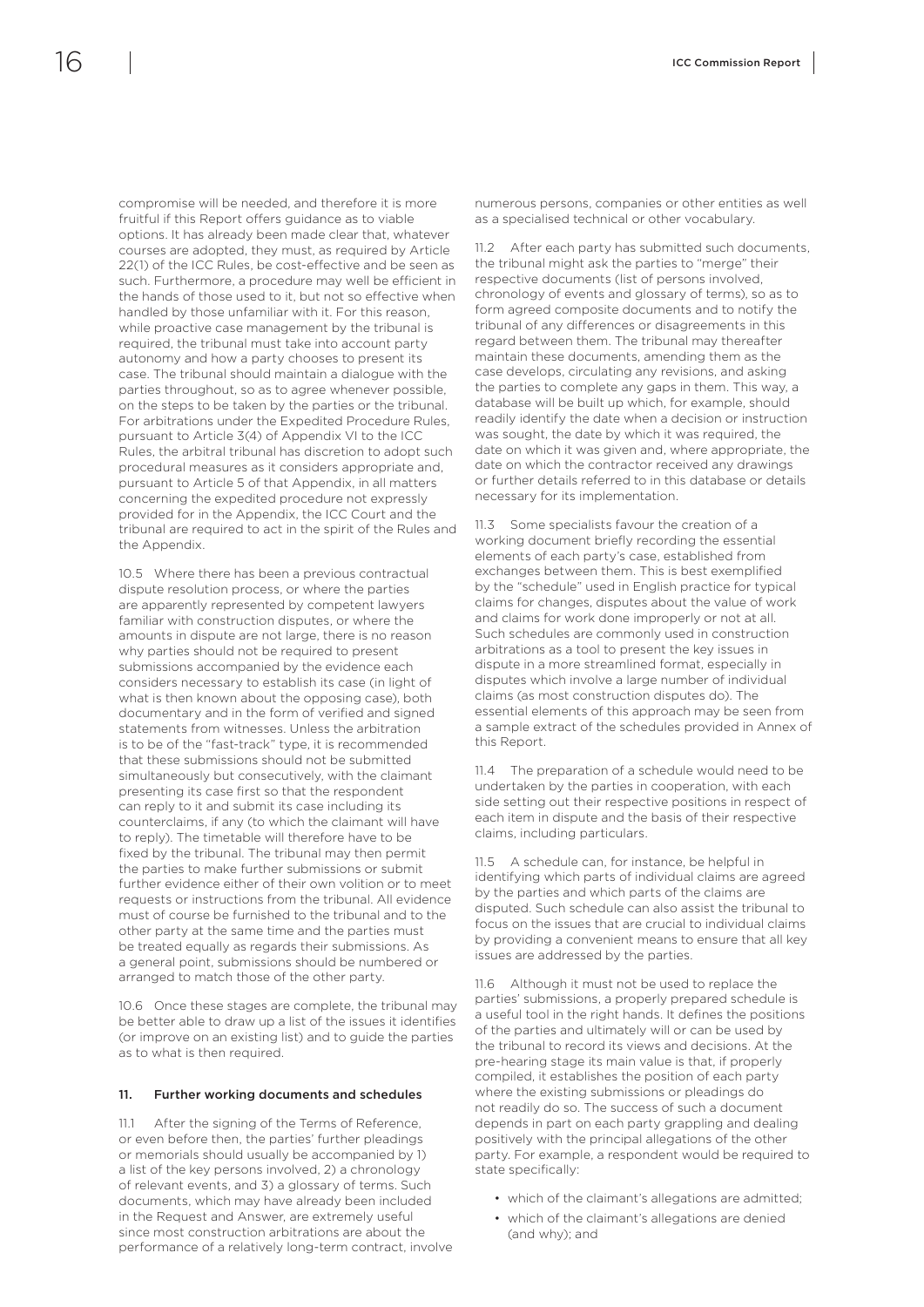compromise will be needed, and therefore it is more fruitful if this Report offers guidance as to viable options. It has already been made clear that, whatever courses are adopted, they must, as required by Article 22(1) of the ICC Rules, be cost-effective and be seen as such. Furthermore, a procedure may well be efficient in the hands of those used to it, but not so effective when handled by those unfamiliar with it. For this reason, while proactive case management by the tribunal is required, the tribunal must take into account party autonomy and how a party chooses to present its case. The tribunal should maintain a dialogue with the parties throughout, so as to agree whenever possible, on the steps to be taken by the parties or the tribunal. For arbitrations under the Expedited Procedure Rules, pursuant to Article 3(4) of Appendix VI to the ICC Rules, the arbitral tribunal has discretion to adopt such procedural measures as it considers appropriate and, pursuant to Article 5 of that Appendix, in all matters concerning the expedited procedure not expressly provided for in the Appendix, the ICC Court and the tribunal are required to act in the spirit of the Rules and the Appendix.

10.5 Where there has been a previous contractual dispute resolution process, or where the parties are apparently represented by competent lawyers familiar with construction disputes, or where the amounts in dispute are not large, there is no reason why parties should not be required to present submissions accompanied by the evidence each considers necessary to establish its case (in light of what is then known about the opposing case), both documentary and in the form of verified and signed statements from witnesses. Unless the arbitration is to be of the "fast-track" type, it is recommended that these submissions should not be submitted simultaneously but consecutively, with the claimant presenting its case first so that the respondent can reply to it and submit its case including its counterclaims, if any (to which the claimant will have to reply). The timetable will therefore have to be fixed by the tribunal. The tribunal may then permit the parties to make further submissions or submit further evidence either of their own volition or to meet requests or instructions from the tribunal. All evidence must of course be furnished to the tribunal and to the other party at the same time and the parties must be treated equally as regards their submissions. As a general point, submissions should be numbered or arranged to match those of the other party.

10.6 Once these stages are complete, the tribunal may be better able to draw up a list of the issues it identifies (or improve on an existing list) and to guide the parties as to what is then required.

## 11. Further working documents and schedules

11.1 After the signing of the Terms of Reference, or even before then, the parties' further pleadings or memorials should usually be accompanied by 1) a list of the key persons involved, 2) a chronology of relevant events, and 3) a glossary of terms. Such documents, which may have already been included in the Request and Answer, are extremely useful since most construction arbitrations are about the performance of a relatively long-term contract, involve numerous persons, companies or other entities as well as a specialised technical or other vocabulary.

11.2 After each party has submitted such documents, the tribunal might ask the parties to "merge" their respective documents (list of persons involved, chronology of events and glossary of terms), so as to form agreed composite documents and to notify the tribunal of any differences or disagreements in this regard between them. The tribunal may thereafter maintain these documents, amending them as the case develops, circulating any revisions, and asking the parties to complete any gaps in them. This way, a database will be built up which, for example, should readily identify the date when a decision or instruction was sought, the date by which it was required, the date on which it was given and, where appropriate, the date on which the contractor received any drawings or further details referred to in this database or details necessary for its implementation.

11.3 Some specialists favour the creation of a working document briefly recording the essential elements of each party's case, established from exchanges between them. This is best exemplified by the "schedule" used in English practice for typical claims for changes, disputes about the value of work and claims for work done improperly or not at all. Such schedules are commonly used in construction arbitrations as a tool to present the key issues in dispute in a more streamlined format, especially in disputes which involve a large number of individual claims (as most construction disputes do). The essential elements of this approach may be seen from a sample extract of the schedules provided in Annex of this Report.

11.4 The preparation of a schedule would need to be undertaken by the parties in cooperation, with each side setting out their respective positions in respect of each item in dispute and the basis of their respective claims, including particulars.

11.5 A schedule can, for instance, be helpful in identifying which parts of individual claims are agreed by the parties and which parts of the claims are disputed. Such schedule can also assist the tribunal to focus on the issues that are crucial to individual claims by providing a convenient means to ensure that all key issues are addressed by the parties.

11.6 Although it must not be used to replace the parties' submissions, a properly prepared schedule is a useful tool in the right hands. It defines the positions of the parties and ultimately will or can be used by the tribunal to record its views and decisions. At the pre-hearing stage its main value is that, if properly compiled, it establishes the position of each party where the existing submissions or pleadings do not readily do so. The success of such a document depends in part on each party grappling and dealing positively with the principal allegations of the other party. For example, a respondent would be required to state specifically:

- which of the claimant's allegations are admitted;
- which of the claimant's allegations are denied (and why); and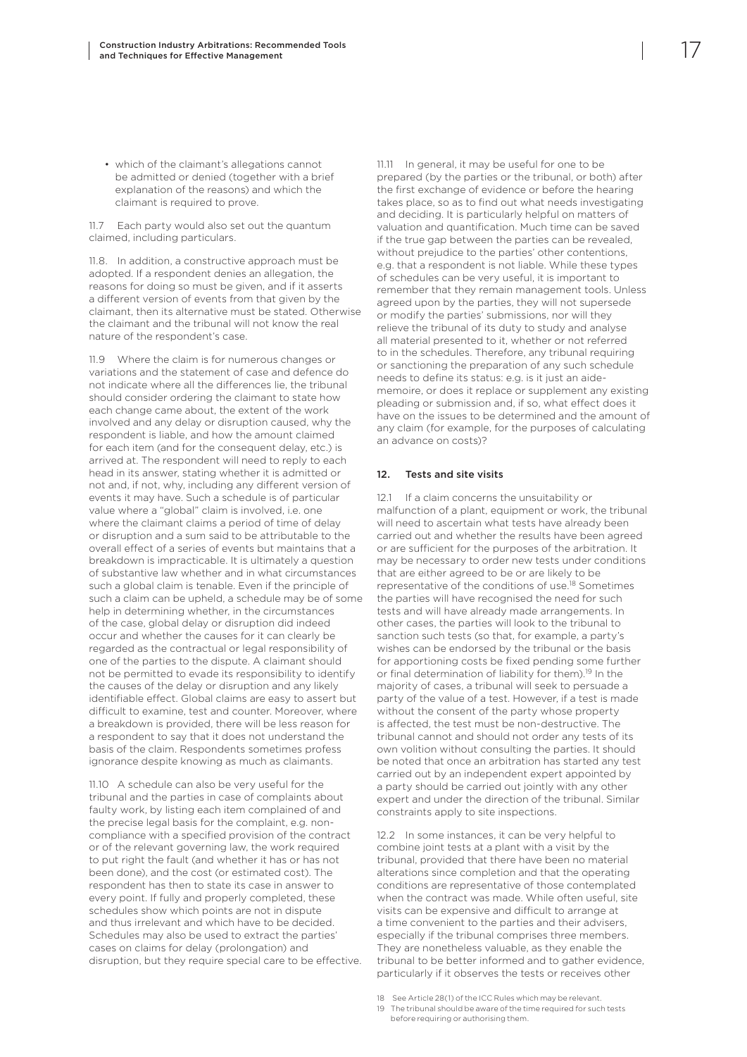- which of the claimant's allegations cannot be admitted or denied (together with a brief explanation of the reasons) and which the claimant is required to prove.

11.7 Each party would also set out the quantum claimed, including particulars.

11.8. In addition, a constructive approach must be adopted. If a respondent denies an allegation, the reasons for doing so must be given, and if it asserts a different version of events from that given by the claimant, then its alternative must be stated. Otherwise the claimant and the tribunal will not know the real nature of the respondent's case.

11.9 Where the claim is for numerous changes or variations and the statement of case and defence do not indicate where all the differences lie, the tribunal should consider ordering the claimant to state how each change came about, the extent of the work involved and any delay or disruption caused, why the respondent is liable, and how the amount claimed for each item (and for the consequent delay, etc.) is arrived at. The respondent will need to reply to each head in its answer, stating whether it is admitted or not and, if not, why, including any different version of events it may have. Such a schedule is of particular value where a "global" claim is involved, i.e. one where the claimant claims a period of time of delay or disruption and a sum said to be attributable to the overall effect of a series of events but maintains that a breakdown is impracticable. It is ultimately a question of substantive law whether and in what circumstances such a global claim is tenable. Even if the principle of such a claim can be upheld, a schedule may be of some help in determining whether, in the circumstances of the case, global delay or disruption did indeed occur and whether the causes for it can clearly be regarded as the contractual or legal responsibility of one of the parties to the dispute. A claimant should not be permitted to evade its responsibility to identify the causes of the delay or disruption and any likely identifiable effect. Global claims are easy to assert but difficult to examine, test and counter. Moreover, where a breakdown is provided, there will be less reason for a respondent to say that it does not understand the basis of the claim. Respondents sometimes profess ignorance despite knowing as much as claimants.

11.10 A schedule can also be very useful for the tribunal and the parties in case of complaints about faulty work, by listing each item complained of and the precise legal basis for the complaint, e.g. non-compliance with a specified provision of the contract or of the relevant governing law, the work required to put right the fault (and whether it has or has not been done), and the cost (or estimated cost). The respondent has then to state its case in answer to every point. If fully and properly completed, these schedules show which points are not in dispute and thus irrelevant and which have to be decided. Schedules may also be used to extract the parties' cases on claims for delay (prolongation) and disruption, but they require special care to be effective.

11.11 In general, it may be useful for one to be prepared (by the parties or the tribunal, or both) after the first exchange of evidence or before the hearing takes place, so as to find out what needs investigating and deciding. It is particularly helpful on matters of valuation and quantification. Much time can be saved if the true gap between the parties can be revealed, without prejudice to the parties' other contentions, e.g. that a respondent is not liable. While these types of schedules can be very useful, it is important to remember that they remain management tools. Unless agreed upon by the parties, they will not supersede or modify the parties' submissions, nor will they relieve the tribunal of its duty to study and analyse all material presented to it, whether or not referred to in the schedules. Therefore, any tribunal requiring or sanctioning the preparation of any such schedule needs to define its status: e.g. is it just an aide-memoire, or does it replace or supplement any existing pleading or submission and, if so, what effect does it have on the issues to be determined and the amount of any claim (for example, for the purposes of calculating an advance on costs)?

## 12. Tests and site visits

12.1 If a claim concerns the unsuitability or malfunction of a plant, equipment or work, the tribunal will need to ascertain what tests have already been carried out and whether the results have been agreed or are sufficient for the purposes of the arbitration. It may be necessary to order new tests under conditions that are either agreed to be or are likely to be representative of the conditions of use.[18] Sometimes the parties will have recognised the need for such tests and will have already made arrangements. In other cases, the parties will look to the tribunal to sanction such tests (so that, for example, a party's wishes can be endorsed by the tribunal or the basis for apportioning costs be fixed pending some further or final determination of liability for them).[19] In the majority of cases, a tribunal will seek to persuade a party of the value of a test. However, if a test is made without the consent of the party whose property is affected, the test must be non-destructive. The tribunal cannot and should not order any tests of its own volition without consulting the parties. It should be noted that once an arbitration has started any test carried out by an independent expert appointed by a party should be carried out jointly with any other expert and under the direction of the tribunal. Similar constraints apply to site inspections.

12.2 In some instances, it can be very helpful to combine joint tests at a plant with a visit by the tribunal, provided that there have been no material alterations since completion and that the operating conditions are representative of those contemplated when the contract was made. While often useful, site visits can be expensive and difficult to arrange at a time convenient to the parties and their advisers, especially if the tribunal comprises three members. They are nonetheless valuable, as they enable the tribunal to be better informed and to gather evidence, particularly if it observes the tests or receives other

18 See Article 28(1) of the ICC Rules which may be relevant.

19 The tribunal should be aware of the time required for such tests before requiring or authorising them.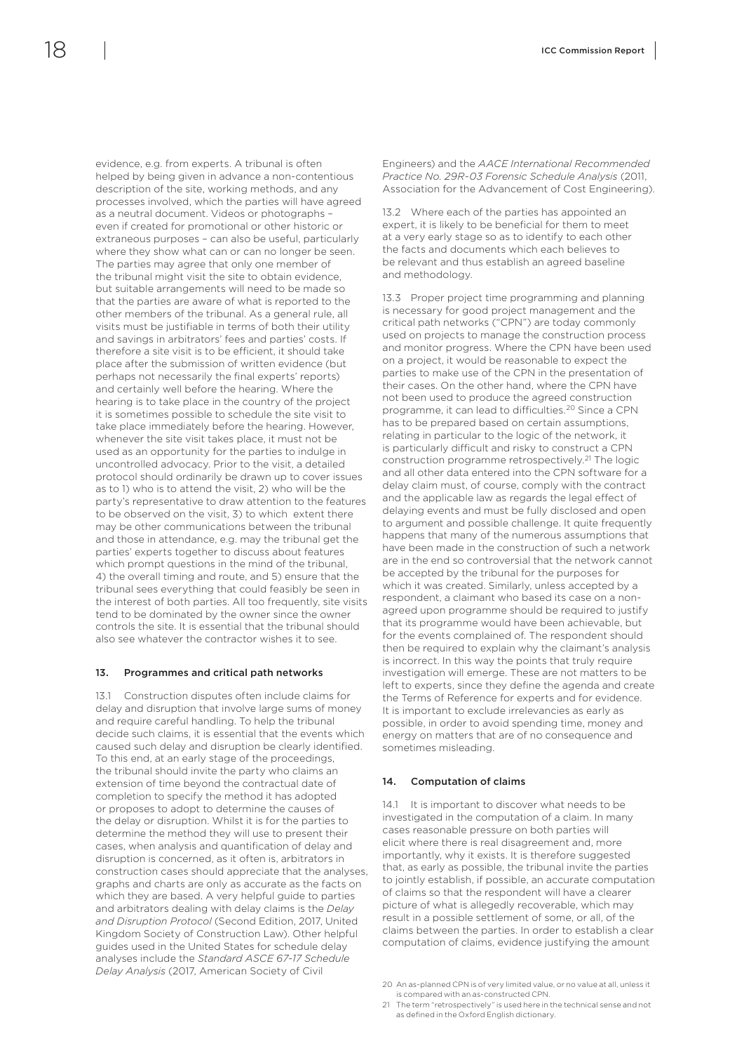evidence, e.g. from experts. A tribunal is often helped by being given in advance a non-contentious description of the site, working methods, and any processes involved, which the parties will have agreed as a neutral document. Videos or photographs – even if created for promotional or other historic or extraneous purposes – can also be useful, particularly where they show what can or can no longer be seen. The parties may agree that only one member of the tribunal might visit the site to obtain evidence, but suitable arrangements will need to be made so that the parties are aware of what is reported to the other members of the tribunal. As a general rule, all visits must be justifiable in terms of both their utility and savings in arbitrators' fees and parties' costs. If therefore a site visit is to be efficient, it should take place after the submission of written evidence (but perhaps not necessarily the final experts' reports) and certainly well before the hearing. Where the hearing is to take place in the country of the project it is sometimes possible to schedule the site visit to take place immediately before the hearing. However, whenever the site visit takes place, it must not be used as an opportunity for the parties to indulge in uncontrolled advocacy. Prior to the visit, a detailed protocol should ordinarily be drawn up to cover issues as to 1) who is to attend the visit, 2) who will be the party's representative to draw attention to the features to be observed on the visit, 3) to which extent there may be other communications between the tribunal and those in attendance, e.g. may the tribunal get the parties' experts together to discuss about features which prompt questions in the mind of the tribunal, 4) the overall timing and route, and 5) ensure that the tribunal sees everything that could feasibly be seen in the interest of both parties. All too frequently, site visits tend to be dominated by the owner since the owner controls the site. It is essential that the tribunal should also see whatever the contractor wishes it to see.

### 13. Programmes and critical path networks

13.1 Construction disputes often include claims for delay and disruption that involve large sums of money and require careful handling. To help the tribunal decide such claims, it is essential that the events which caused such delay and disruption be clearly identified. To this end, at an early stage of the proceedings, the tribunal should invite the party who claims an extension of time beyond the contractual date of completion to specify the method it has adopted or proposes to adopt to determine the causes of the delay or disruption. Whilst it is for the parties to determine the method they will use to present their cases, when analysis and quantification of delay and disruption is concerned, as it often is, arbitrators in construction cases should appreciate that the analyses, graphs and charts are only as accurate as the facts on which they are based. A very helpful guide to parties and arbitrators dealing with delay claims is the *Delay and Disruption Protocol* (Second Edition, 2017, United Kingdom Society of Construction Law). Other helpful guides used in the United States for schedule delay analyses include the *Standard ASCE 67-17 Schedule Delay Analysis* (2017, American Society of Civil Engineers) and the *AACE International Recommended Practice No. 29R-03 Forensic Schedule Analysis* (2011, Association for the Advancement of Cost Engineering).

13.2 Where each of the parties has appointed an expert, it is likely to be beneficial for them to meet at a very early stage so as to identify to each other the facts and documents which each believes to be relevant and thus establish an agreed baseline and methodology.

13.3 Proper project time programming and planning is necessary for good project management and the critical path networks ("CPN") are today commonly used on projects to manage the construction process and monitor progress. Where the CPN have been used on a project, it would be reasonable to expect the parties to make use of the CPN in the presentation of their cases. On the other hand, where the CPN have not been used to produce the agreed construction programme, it can lead to difficulties.[20] Since a CPN has to be prepared based on certain assumptions, relating in particular to the logic of the network, it is particularly difficult and risky to construct a CPN construction programme retrospectively.[21] The logic and all other data entered into the CPN software for a delay claim must, of course, comply with the contract and the applicable law as regards the legal effect of delaying events and must be fully disclosed and open to argument and possible challenge. It quite frequently happens that many of the numerous assumptions that have been made in the construction of such a network are in the end so controversial that the network cannot be accepted by the tribunal for the purposes for which it was created. Similarly, unless accepted by a respondent, a claimant who based its case on a non-agreed upon programme should be required to justify that its programme would have been achievable, but for the events complained of. The respondent should then be required to explain why the claimant's analysis is incorrect. In this way the points that truly require investigation will emerge. These are not matters to be left to experts, since they define the agenda and create the Terms of Reference for experts and for evidence. It is important to exclude irrelevancies as early as possible, in order to avoid spending time, money and energy on matters that are of no consequence and sometimes misleading.

### 14. Computation of claims

14.1 It is important to discover what needs to be investigated in the computation of a claim. In many cases reasonable pressure on both parties will elicit where there is real disagreement and, more importantly, why it exists. It is therefore suggested that, as early as possible, the tribunal invite the parties to jointly establish, if possible, an accurate computation of claims so that the respondent will have a clearer picture of what is allegedly recoverable, which may result in a possible settlement of some, or all, of the claims between the parties. In order to establish a clear computation of claims, evidence justifying the amount

20 An as-planned CPN is of very limited value, or no value at all, unless it is compared with an as-constructed CPN.

21 The term "retrospectively" is used here in the technical sense and not as defined in the Oxford English dictionary.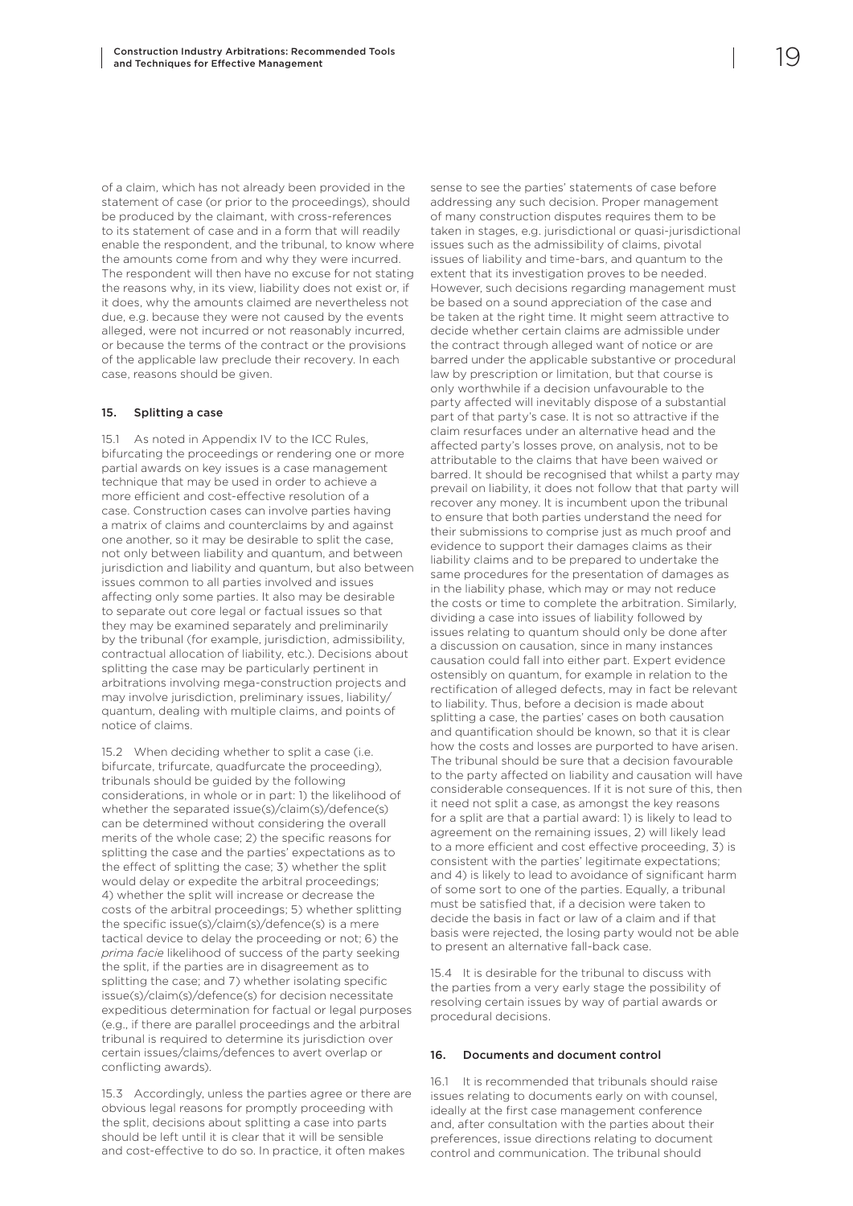of a claim, which has not already been provided in the statement of case (or prior to the proceedings), should be produced by the claimant, with cross-references to its statement of case and in a form that will readily enable the respondent, and the tribunal, to know where the amounts come from and why they were incurred. The respondent will then have no excuse for not stating the reasons why, in its view, liability does not exist or, if it does, why the amounts claimed are nevertheless not due, e.g. because they were not caused by the events alleged, were not incurred or not reasonably incurred, or because the terms of the contract or the provisions of the applicable law preclude their recovery. In each case, reasons should be given.

### 15. Splitting a case

15.1 As noted in Appendix IV to the ICC Rules, bifurcating the proceedings or rendering one or more partial awards on key issues is a case management technique that may be used in order to achieve a more efficient and cost-effective resolution of a case. Construction cases can involve parties having a matrix of claims and counterclaims by and against one another, so it may be desirable to split the case, not only between liability and quantum, and between jurisdiction and liability and quantum, but also between issues common to all parties involved and issues affecting only some parties. It also may be desirable to separate out core legal or factual issues so that they may be examined separately and preliminarily by the tribunal (for example, jurisdiction, admissibility, contractual allocation of liability, etc.). Decisions about splitting the case may be particularly pertinent in arbitrations involving mega-construction projects and may involve jurisdiction, preliminary issues, liability/quantum, dealing with multiple claims, and points of notice of claims.

15.2 When deciding whether to split a case (i.e. bifurcate, trifurcate, quadfurcate the proceeding), tribunals should be guided by the following considerations, in whole or in part: 1) the likelihood of whether the separated issue(s)/claim(s)/defence(s) can be determined without considering the overall merits of the whole case; 2) the specific reasons for splitting the case and the parties' expectations as to the effect of splitting the case; 3) whether the split would delay or expedite the arbitral proceedings; 4) whether the split will increase or decrease the costs of the arbitral proceedings; 5) whether splitting the specific issue(s)/claim(s)/defence(s) is a mere tactical device to delay the proceeding or not; 6) the *prima facie* likelihood of success of the party seeking the split, if the parties are in disagreement as to splitting the case; and 7) whether isolating specific issue(s)/claim(s)/defence(s) for decision necessitate expeditious determination for factual or legal purposes (e.g., if there are parallel proceedings and the arbitral tribunal is required to determine its jurisdiction over certain issues/claims/defences to avert overlap or conflicting awards).

15.3 Accordingly, unless the parties agree or there are obvious legal reasons for promptly proceeding with the split, decisions about splitting a case into parts should be left until it is clear that it will be sensible and cost-effective to do so. In practice, it often makes sense to see the parties' statements of case before addressing any such decision. Proper management of many construction disputes requires them to be taken in stages, e.g. jurisdictional or quasi-jurisdictional issues such as the admissibility of claims, pivotal issues of liability and time-bars, and quantum to the extent that its investigation proves to be needed. However, such decisions regarding management must be based on a sound appreciation of the case and be taken at the right time. It might seem attractive to decide whether certain claims are admissible under the contract through alleged want of notice or are barred under the applicable substantive or procedural law by prescription or limitation, but that course is only worthwhile if a decision unfavourable to the party affected will inevitably dispose of a substantial part of that party's case. It is not so attractive if the claim resurfaces under an alternative head and the affected party's losses prove, on analysis, not to be attributable to the claims that have been waived or barred. It should be recognised that whilst a party may prevail on liability, it does not follow that that party will recover any money. It is incumbent upon the tribunal to ensure that both parties understand the need for their submissions to comprise just as much proof and evidence to support their damages claims as their liability claims and to be prepared to undertake the same procedures for the presentation of damages as in the liability phase, which may or may not reduce the costs or time to complete the arbitration. Similarly, dividing a case into issues of liability followed by issues relating to quantum should only be done after a discussion on causation, since in many instances causation could fall into either part. Expert evidence ostensibly on quantum, for example in relation to the rectification of alleged defects, may in fact be relevant to liability. Thus, before a decision is made about splitting a case, the parties' cases on both causation and quantification should be known, so that it is clear how the costs and losses are purported to have arisen. The tribunal should be sure that a decision favourable to the party affected on liability and causation will have considerable consequences. If it is not sure of this, then it need not split a case, as amongst the key reasons for a split are that a partial award: 1) is likely to lead to agreement on the remaining issues, 2) will likely lead to a more efficient and cost effective proceeding, 3) is consistent with the parties' legitimate expectations; and 4) is likely to lead to avoidance of significant harm of some sort to one of the parties. Equally, a tribunal must be satisfied that, if a decision were taken to decide the basis in fact or law of a claim and if that basis were rejected, the losing party would not be able to present an alternative fall-back case.

15.4 It is desirable for the tribunal to discuss with the parties from a very early stage the possibility of resolving certain issues by way of partial awards or procedural decisions.

### 16. Documents and document control

16.1 It is recommended that tribunals should raise issues relating to documents early on with counsel, ideally at the first case management conference and, after consultation with the parties about their preferences, issue directions relating to document control and communication. The tribunal should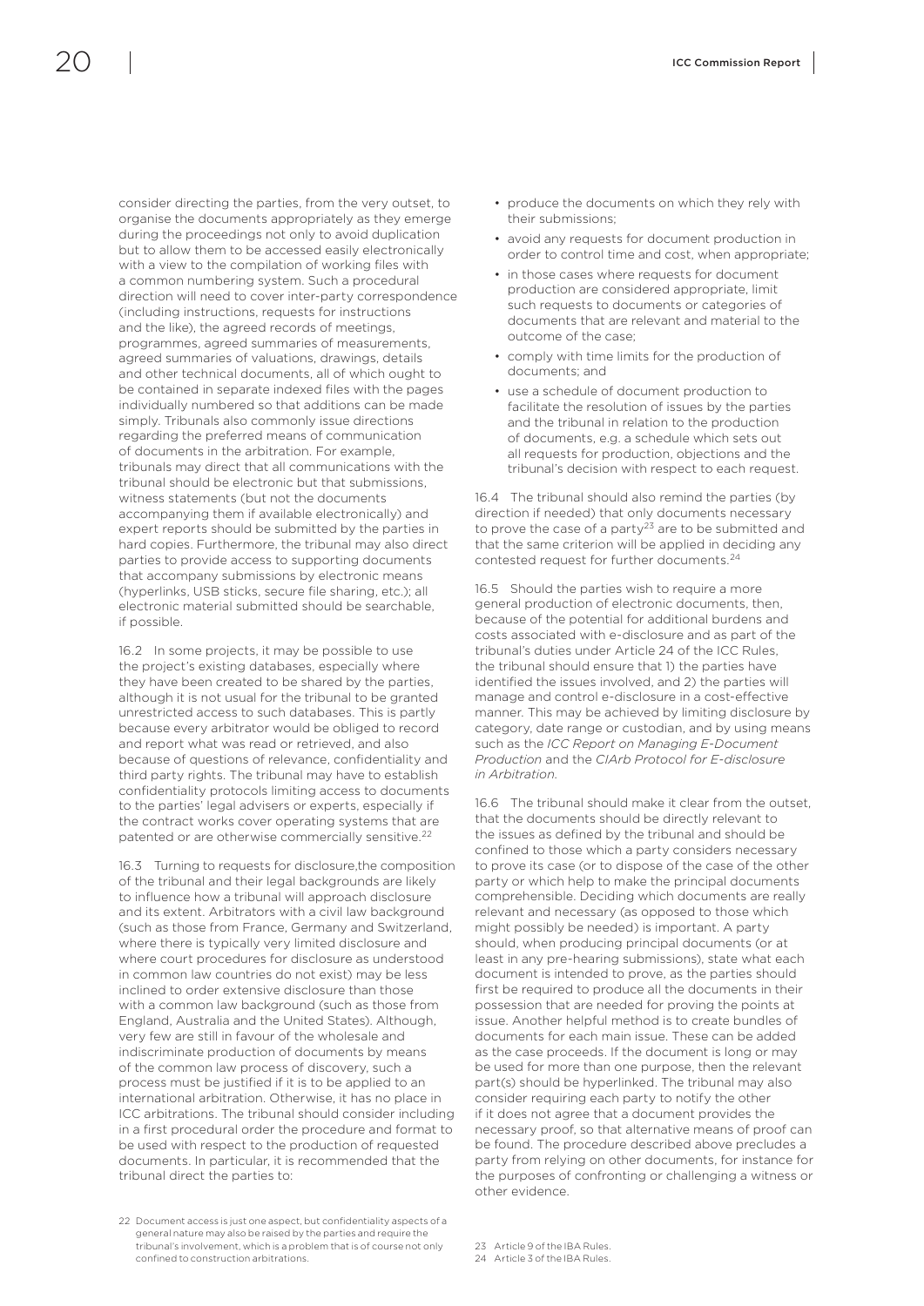consider directing the parties, from the very outset, to organise the documents appropriately as they emerge during the proceedings not only to avoid duplication but to allow them to be accessed easily electronically with a view to the compilation of working files with a common numbering system. Such a procedural direction will need to cover inter-party correspondence (including instructions, requests for instructions and the like), the agreed records of meetings, programmes, agreed summaries of measurements, agreed summaries of valuations, drawings, details and other technical documents, all of which ought to be contained in separate indexed files with the pages individually numbered so that additions can be made simply. Tribunals also commonly issue directions regarding the preferred means of communication of documents in the arbitration. For example, tribunals may direct that all communications with the tribunal should be electronic but that submissions, witness statements (but not the documents accompanying them if available electronically) and expert reports should be submitted by the parties in hard copies. Furthermore, the tribunal may also direct parties to provide access to supporting documents that accompany submissions by electronic means (hyperlinks, USB sticks, secure file sharing, etc.); all electronic material submitted should be searchable, if possible.

16.2 In some projects, it may be possible to use the project's existing databases, especially where they have been created to be shared by the parties, although it is not usual for the tribunal to be granted unrestricted access to such databases. This is partly because every arbitrator would be obliged to record and report what was read or retrieved, and also because of questions of relevance, confidentiality and third party rights. The tribunal may have to establish confidentiality protocols limiting access to documents to the parties' legal advisers or experts, especially if the contract works cover operating systems that are patented or are otherwise commercially sensitive.[22]

16.3 Turning to requests for disclosure,the composition of the tribunal and their legal backgrounds are likely to influence how a tribunal will approach disclosure and its extent. Arbitrators with a civil law background (such as those from France, Germany and Switzerland, where there is typically very limited disclosure and where court procedures for disclosure as understood in common law countries do not exist) may be less inclined to order extensive disclosure than those with a common law background (such as those from England, Australia and the United States). Although, very few are still in favour of the wholesale and indiscriminate production of documents by means of the common law process of discovery, such a process must be justified if it is to be applied to an international arbitration. Otherwise, it has no place in ICC arbitrations. The tribunal should consider including in a first procedural order the procedure and format to be used with respect to the production of requested documents. In particular, it is recommended that the tribunal direct the parties to:

- produce the documents on which they rely with their submissions;
- avoid any requests for document production in order to control time and cost, when appropriate;
- in those cases where requests for document production are considered appropriate, limit such requests to documents or categories of documents that are relevant and material to the outcome of the case;
- comply with time limits for the production of documents; and
- use a schedule of document production to facilitate the resolution of issues by the parties and the tribunal in relation to the production of documents, e.g. a schedule which sets out all requests for production, objections and the tribunal's decision with respect to each request.

16.4 The tribunal should also remind the parties (by direction if needed) that only documents necessary to prove the case of a party[23] are to be submitted and that the same criterion will be applied in deciding any contested request for further documents.[24]

16.5 Should the parties wish to require a more general production of electronic documents, then, because of the potential for additional burdens and costs associated with e-disclosure and as part of the tribunal's duties under Article 24 of the ICC Rules, the tribunal should ensure that 1) the parties have identified the issues involved, and 2) the parties will manage and control e-disclosure in a cost-effective manner. This may be achieved by limiting disclosure by category, date range or custodian, and by using means such as the *ICC Report on Managing E-Document Production* and the *CIArb Protocol for E-disclosure in Arbitration*.

16.6 The tribunal should make it clear from the outset, that the documents should be directly relevant to the issues as defined by the tribunal and should be confined to those which a party considers necessary to prove its case (or to dispose of the case of the other party or which help to make the principal documents comprehensible. Deciding which documents are really relevant and necessary (as opposed to those which might possibly be needed) is important. A party should, when producing principal documents (or at least in any pre-hearing submissions), state what each document is intended to prove, as the parties should first be required to produce all the documents in their possession that are needed for proving the points at issue. Another helpful method is to create bundles of documents for each main issue. These can be added as the case proceeds. If the document is long or may be used for more than one purpose, then the relevant part(s) should be hyperlinked. The tribunal may also consider requiring each party to notify the other if it does not agree that a document provides the necessary proof, so that alternative means of proof can be found. The procedure described above precludes a party from relying on other documents, for instance for the purposes of confronting or challenging a witness or other evidence.

22 Document access is just one aspect, but confidentiality aspects of a general nature may also be raised by the parties and require the tribunal's involvement, which is a problem that is of course not only confined to construction arbitrations.

23 Article 9 of the IBA Rules.

24 Article 3 of the IBA Rules.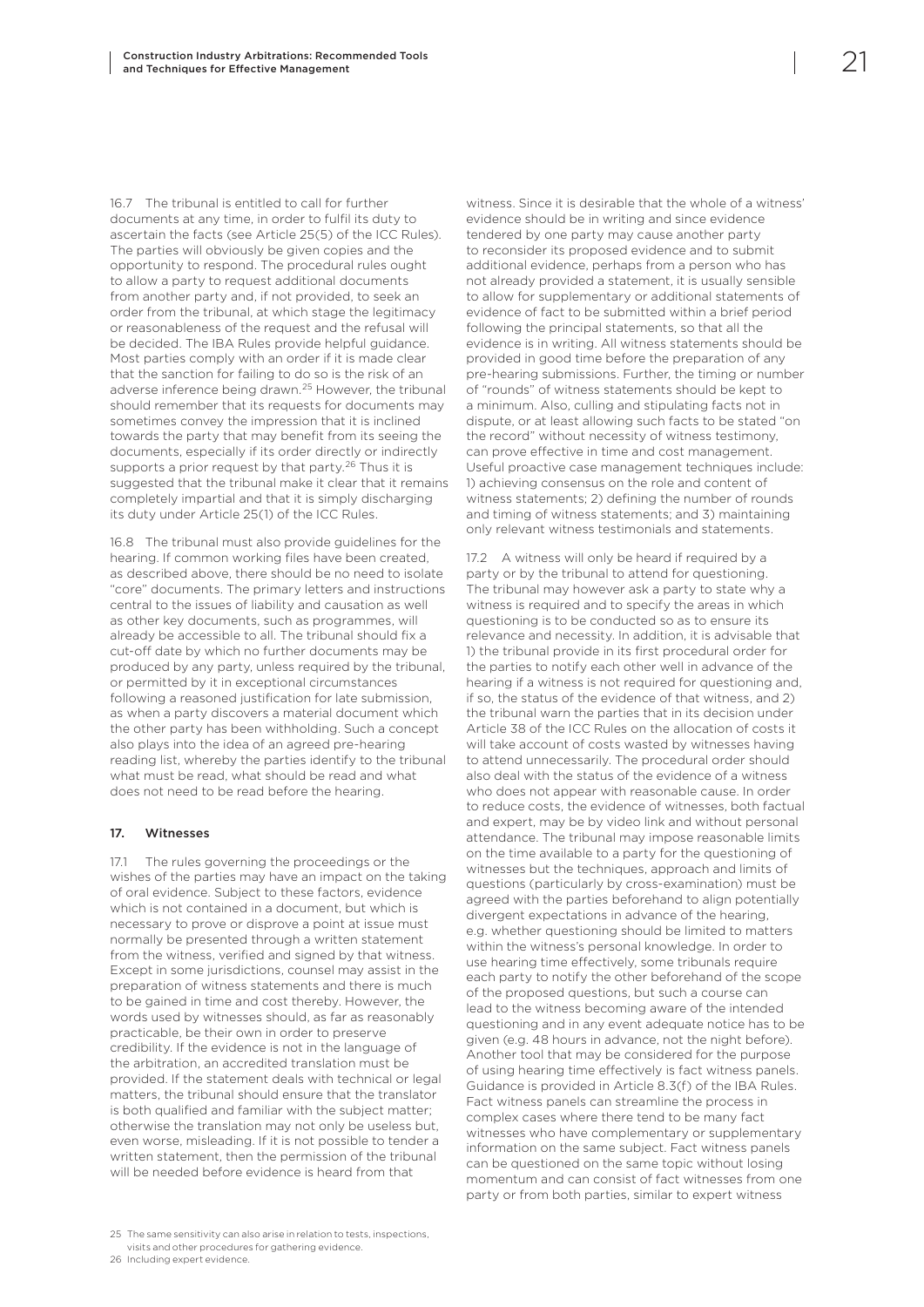16.7 The tribunal is entitled to call for further documents at any time, in order to fulfil its duty to ascertain the facts (see Article 25(5) of the ICC Rules). The parties will obviously be given copies and the opportunity to respond. The procedural rules ought to allow a party to request additional documents from another party and, if not provided, to seek an order from the tribunal, at which stage the legitimacy or reasonableness of the request and the refusal will be decided. The IBA Rules provide helpful guidance. Most parties comply with an order if it is made clear that the sanction for failing to do so is the risk of an adverse inference being drawn.[25] However, the tribunal should remember that its requests for documents may sometimes convey the impression that it is inclined towards the party that may benefit from its seeing the documents, especially if its order directly or indirectly supports a prior request by that party.[26] Thus it is suggested that the tribunal make it clear that it remains completely impartial and that it is simply discharging its duty under Article 25(1) of the ICC Rules.

16.8 The tribunal must also provide guidelines for the hearing. If common working files have been created, as described above, there should be no need to isolate "core" documents. The primary letters and instructions central to the issues of liability and causation as well as other key documents, such as programmes, will already be accessible to all. The tribunal should fix a cut-off date by which no further documents may be produced by any party, unless required by the tribunal, or permitted by it in exceptional circumstances following a reasoned justification for late submission, as when a party discovers a material document which the other party has been withholding. Such a concept also plays into the idea of an agreed pre-hearing reading list, whereby the parties identify to the tribunal what must be read, what should be read and what does not need to be read before the hearing.

## 17. Witnesses

17.1 The rules governing the proceedings or the wishes of the parties may have an impact on the taking of oral evidence. Subject to these factors, evidence which is not contained in a document, but which is necessary to prove or disprove a point at issue must normally be presented through a written statement from the witness, verified and signed by that witness. Except in some jurisdictions, counsel may assist in the preparation of witness statements and there is much to be gained in time and cost thereby. However, the words used by witnesses should, as far as reasonably practicable, be their own in order to preserve credibility. If the evidence is not in the language of the arbitration, an accredited translation must be provided. If the statement deals with technical or legal matters, the tribunal should ensure that the translator is both qualified and familiar with the subject matter; otherwise the translation may not only be useless but, even worse, misleading. If it is not possible to tender a written statement, then the permission of the tribunal will be needed before evidence is heard from that witness. Since it is desirable that the whole of a witness' evidence should be in writing and since evidence tendered by one party may cause another party to reconsider its proposed evidence and to submit additional evidence, perhaps from a person who has not already provided a statement, it is usually sensible to allow for supplementary or additional statements of evidence of fact to be submitted within a brief period following the principal statements, so that all the evidence is in writing. All witness statements should be provided in good time before the preparation of any pre-hearing submissions. Further, the timing or number of "rounds" of witness statements should be kept to a minimum. Also, culling and stipulating facts not in dispute, or at least allowing such facts to be stated "on the record" without necessity of witness testimony, can prove effective in time and cost management. Useful proactive case management techniques include: 1) achieving consensus on the role and content of witness statements; 2) defining the number of rounds and timing of witness statements; and 3) maintaining only relevant witness testimonials and statements.

17.2 A witness will only be heard if required by a party or by the tribunal to attend for questioning. The tribunal may however ask a party to state why a witness is required and to specify the areas in which questioning is to be conducted so as to ensure its relevance and necessity. In addition, it is advisable that 1) the tribunal provide in its first procedural order for the parties to notify each other well in advance of the hearing if a witness is not required for questioning and, if so, the status of the evidence of that witness, and 2) the tribunal warn the parties that in its decision under Article 38 of the ICC Rules on the allocation of costs it will take account of costs wasted by witnesses having to attend unnecessarily. The procedural order should also deal with the status of the evidence of a witness who does not appear with reasonable cause. In order to reduce costs, the evidence of witnesses, both factual and expert, may be by video link and without personal attendance. The tribunal may impose reasonable limits on the time available to a party for the questioning of witnesses but the techniques, approach and limits of questions (particularly by cross-examination) must be agreed with the parties beforehand to align potentially divergent expectations in advance of the hearing, e.g. whether questioning should be limited to matters within the witness's personal knowledge. In order to use hearing time effectively, some tribunals require each party to notify the other beforehand of the scope of the proposed questions, but such a course can lead to the witness becoming aware of the intended questioning and in any event adequate notice has to be given (e.g. 48 hours in advance, not the night before). Another tool that may be considered for the purpose of using hearing time effectively is fact witness panels. Guidance is provided in Article 8.3(f) of the IBA Rules. Fact witness panels can streamline the process in complex cases where there tend to be many fact witnesses who have complementary or supplementary information on the same subject. Fact witness panels can be questioned on the same topic without losing momentum and can consist of fact witnesses from one party or from both parties, similar to expert witness

---

25 The same sensitivity can also arise in relation to tests, inspections, visits and other procedures for gathering evidence.

26 Including expert evidence.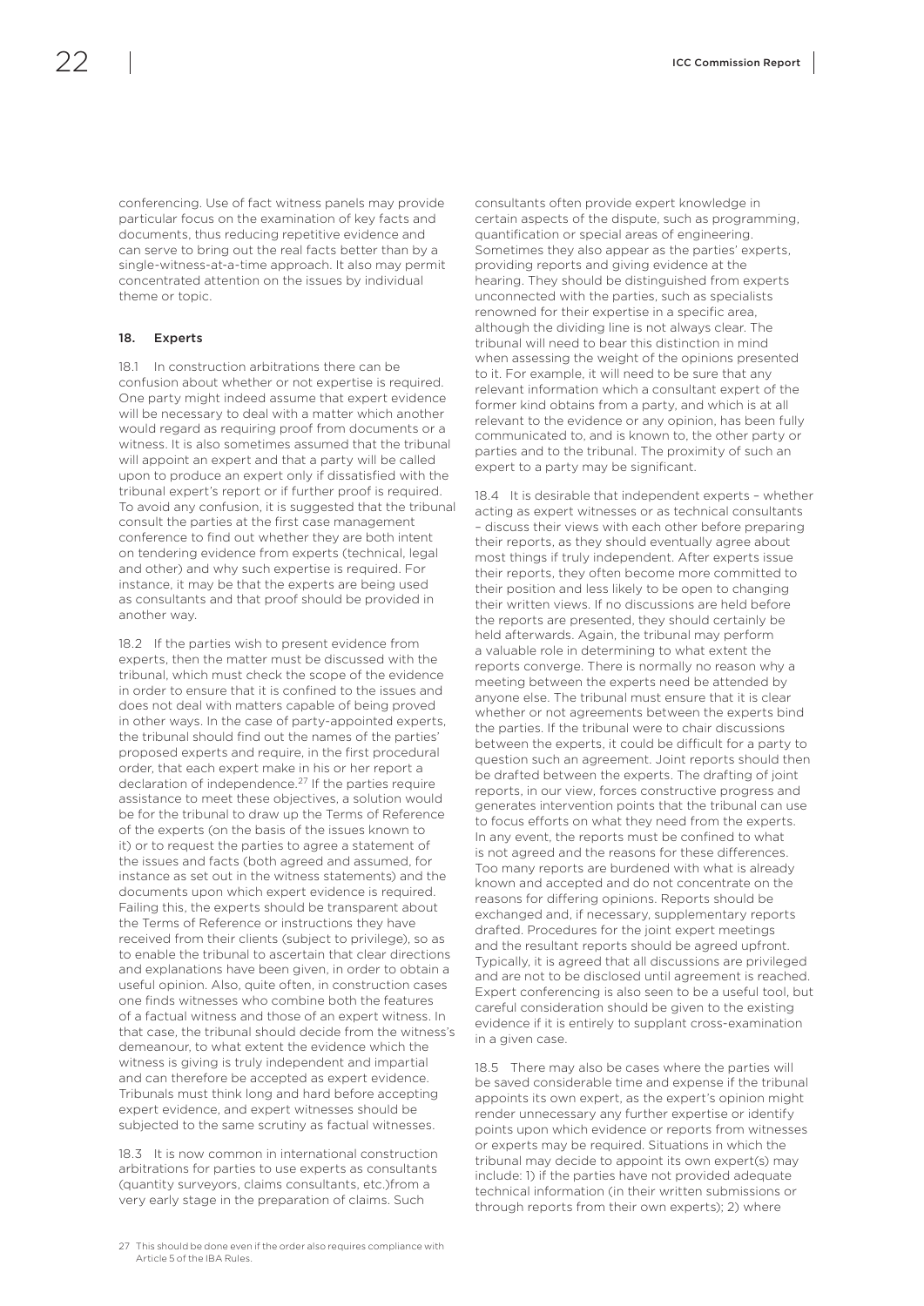conferencing. Use of fact witness panels may provide particular focus on the examination of key facts and documents, thus reducing repetitive evidence and can serve to bring out the real facts better than by a single-witness-at-a-time approach. It also may permit concentrated attention on the issues by individual theme or topic.

## 18. Experts

18.1 In construction arbitrations there can be confusion about whether or not expertise is required. One party might indeed assume that expert evidence will be necessary to deal with a matter which another would regard as requiring proof from documents or a witness. It is also sometimes assumed that the tribunal will appoint an expert and that a party will be called upon to produce an expert only if dissatisfied with the tribunal expert's report or if further proof is required. To avoid any confusion, it is suggested that the tribunal consult the parties at the first case management conference to find out whether they are both intent on tendering evidence from experts (technical, legal and other) and why such expertise is required. For instance, it may be that the experts are being used as consultants and that proof should be provided in another way.

18.2 If the parties wish to present evidence from experts, then the matter must be discussed with the tribunal, which must check the scope of the evidence in order to ensure that it is confined to the issues and does not deal with matters capable of being proved in other ways. In the case of party-appointed experts, the tribunal should find out the names of the parties' proposed experts and require, in the first procedural order, that each expert make in his or her report a declaration of independence.[27] If the parties require assistance to meet these objectives, a solution would be for the tribunal to draw up the Terms of Reference of the experts (on the basis of the issues known to it) or to request the parties to agree a statement of the issues and facts (both agreed and assumed, for instance as set out in the witness statements) and the documents upon which expert evidence is required. Failing this, the experts should be transparent about the Terms of Reference or instructions they have received from their clients (subject to privilege), so as to enable the tribunal to ascertain that clear directions and explanations have been given, in order to obtain a useful opinion. Also, quite often, in construction cases one finds witnesses who combine both the features of a factual witness and those of an expert witness. In that case, the tribunal should decide from the witness's demeanour, to what extent the evidence which the witness is giving is truly independent and impartial and can therefore be accepted as expert evidence. Tribunals must think long and hard before accepting expert evidence, and expert witnesses should be subjected to the same scrutiny as factual witnesses.

18.3 It is now common in international construction arbitrations for parties to use experts as consultants (quantity surveyors, claims consultants, etc.)from a very early stage in the preparation of claims. Such consultants often provide expert knowledge in certain aspects of the dispute, such as programming, quantification or special areas of engineering. Sometimes they also appear as the parties' experts, providing reports and giving evidence at the hearing. They should be distinguished from experts unconnected with the parties, such as specialists renowned for their expertise in a specific area, although the dividing line is not always clear. The tribunal will need to bear this distinction in mind when assessing the weight of the opinions presented to it. For example, it will need to be sure that any relevant information which a consultant expert of the former kind obtains from a party, and which is at all relevant to the evidence or any opinion, has been fully communicated to, and is known to, the other party or parties and to the tribunal. The proximity of such an expert to a party may be significant.

18.4 It is desirable that independent experts – whether acting as expert witnesses or as technical consultants – discuss their views with each other before preparing their reports, as they should eventually agree about most things if truly independent. After experts issue their reports, they often become more committed to their position and less likely to be open to changing their written views. If no discussions are held before the reports are presented, they should certainly be held afterwards. Again, the tribunal may perform a valuable role in determining to what extent the reports converge. There is normally no reason why a meeting between the experts need be attended by anyone else. The tribunal must ensure that it is clear whether or not agreements between the experts bind the parties. If the tribunal were to chair discussions between the experts, it could be difficult for a party to question such an agreement. Joint reports should then be drafted between the experts. The drafting of joint reports, in our view, forces constructive progress and generates intervention points that the tribunal can use to focus efforts on what they need from the experts. In any event, the reports must be confined to what is not agreed and the reasons for these differences. Too many reports are burdened with what is already known and accepted and do not concentrate on the reasons for differing opinions. Reports should be exchanged and, if necessary, supplementary reports drafted. Procedures for the joint expert meetings and the resultant reports should be agreed upfront. Typically, it is agreed that all discussions are privileged and are not to be disclosed until agreement is reached. Expert conferencing is also seen to be a useful tool, but careful consideration should be given to the existing evidence if it is entirely to supplant cross-examination in a given case.

18.5 There may also be cases where the parties will be saved considerable time and expense if the tribunal appoints its own expert, as the expert's opinion might render unnecessary any further expertise or identify points upon which evidence or reports from witnesses or experts may be required. Situations in which the tribunal may decide to appoint its own expert(s) may include: 1) if the parties have not provided adequate technical information (in their written submissions or through reports from their own experts); 2) where

27 This should be done even if the order also requires compliance with Article 5 of the IBA Rules.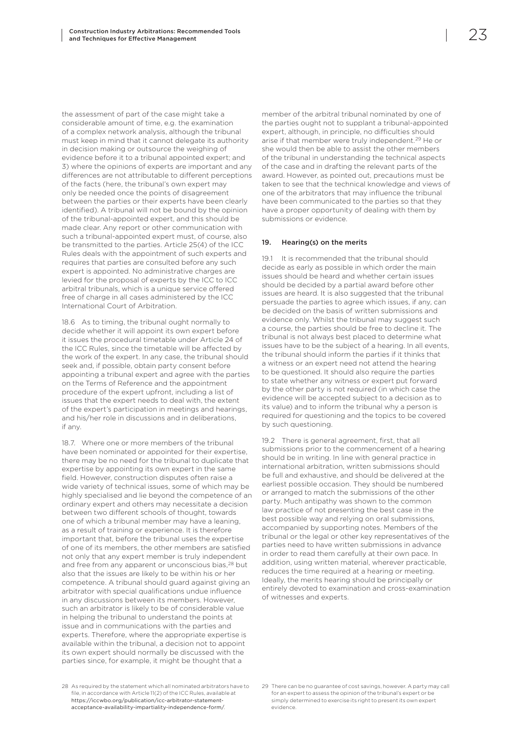the assessment of part of the case might take a considerable amount of time, e.g. the examination of a complex network analysis, although the tribunal must keep in mind that it cannot delegate its authority in decision making or outsource the weighing of evidence before it to a tribunal appointed expert; and 3) where the opinions of experts are important and any differences are not attributable to different perceptions of the facts (here, the tribunal's own expert may only be needed once the points of disagreement between the parties or their experts have been clearly identified). A tribunal will not be bound by the opinion of the tribunal-appointed expert, and this should be made clear. Any report or other communication with such a tribunal-appointed expert must, of course, also be transmitted to the parties. Article 25(4) of the ICC Rules deals with the appointment of such experts and requires that parties are consulted before any such expert is appointed. No administrative charges are levied for the proposal of experts by the ICC to ICC arbitral tribunals, which is a unique service offered free of charge in all cases administered by the ICC International Court of Arbitration.

18.6 As to timing, the tribunal ought normally to decide whether it will appoint its own expert before it issues the procedural timetable under Article 24 of the ICC Rules, since the timetable will be affected by the work of the expert. In any case, the tribunal should seek and, if possible, obtain party consent before appointing a tribunal expert and agree with the parties on the Terms of Reference and the appointment procedure of the expert upfront, including a list of issues that the expert needs to deal with, the extent of the expert's participation in meetings and hearings, and his/her role in discussions and in deliberations, if any.

18.7. Where one or more members of the tribunal have been nominated or appointed for their expertise, there may be no need for the tribunal to duplicate that expertise by appointing its own expert in the same field. However, construction disputes often raise a wide variety of technical issues, some of which may be highly specialised and lie beyond the competence of an ordinary expert and others may necessitate a decision between two different schools of thought, towards one of which a tribunal member may have a leaning, as a result of training or experience. It is therefore important that, before the tribunal uses the expertise of one of its members, the other members are satisfied not only that any expert member is truly independent and free from any apparent or unconscious bias,[28] but also that the issues are likely to be within his or her competence. A tribunal should guard against giving an arbitrator with special qualifications undue influence in any discussions between its members. However, such an arbitrator is likely to be of considerable value in helping the tribunal to understand the points at issue and in communications with the parties and experts. Therefore, where the appropriate expertise is available within the tribunal, a decision not to appoint its own expert should normally be discussed with the parties since, for example, it might be thought that a member of the arbitral tribunal nominated by one of the parties ought not to supplant a tribunal-appointed expert, although, in principle, no difficulties should arise if that member were truly independent.[29] He or she would then be able to assist the other members of the tribunal in understanding the technical aspects of the case and in drafting the relevant parts of the award. However, as pointed out, precautions must be taken to see that the technical knowledge and views of one of the arbitrators that may influence the tribunal have been communicated to the parties so that they have a proper opportunity of dealing with them by submissions or evidence.

## 19. Hearing(s) on the merits

19.1 It is recommended that the tribunal should decide as early as possible in which order the main issues should be heard and whether certain issues should be decided by a partial award before other issues are heard. It is also suggested that the tribunal persuade the parties to agree which issues, if any, can be decided on the basis of written submissions and evidence only. Whilst the tribunal may suggest such a course, the parties should be free to decline it. The tribunal is not always best placed to determine what issues have to be the subject of a hearing. In all events, the tribunal should inform the parties if it thinks that a witness or an expert need not attend the hearing to be questioned. It should also require the parties to state whether any witness or expert put forward by the other party is not required (in which case the evidence will be accepted subject to a decision as to its value) and to inform the tribunal why a person is required for questioning and the topics to be covered by such questioning.

19.2 There is general agreement, first, that all submissions prior to the commencement of a hearing should be in writing. In line with general practice in international arbitration, written submissions should be full and exhaustive, and should be delivered at the earliest possible occasion. They should be numbered or arranged to match the submissions of the other party. Much antipathy was shown to the common law practice of not presenting the best case in the best possible way and relying on oral submissions, accompanied by supporting notes. Members of the tribunal or the legal or other key representatives of the parties need to have written submissions in advance in order to read them carefully at their own pace. In addition, using written material, wherever practicable, reduces the time required at a hearing or meeting. Ideally, the merits hearing should be principally or entirely devoted to examination and cross-examination of witnesses and experts.

---

28 As required by the statement which all nominated arbitrators have to file, in accordance with Article 11(2) of the ICC Rules, available at https://iccwbo.org/publication/icc-arbitrator-statement-acceptance-availability-impartiality-independence-form/.

29 There can be no guarantee of cost savings, however. A party may call for an expert to assess the opinion of the tribunal's expert or be simply determined to exercise its right to present its own expert evidence.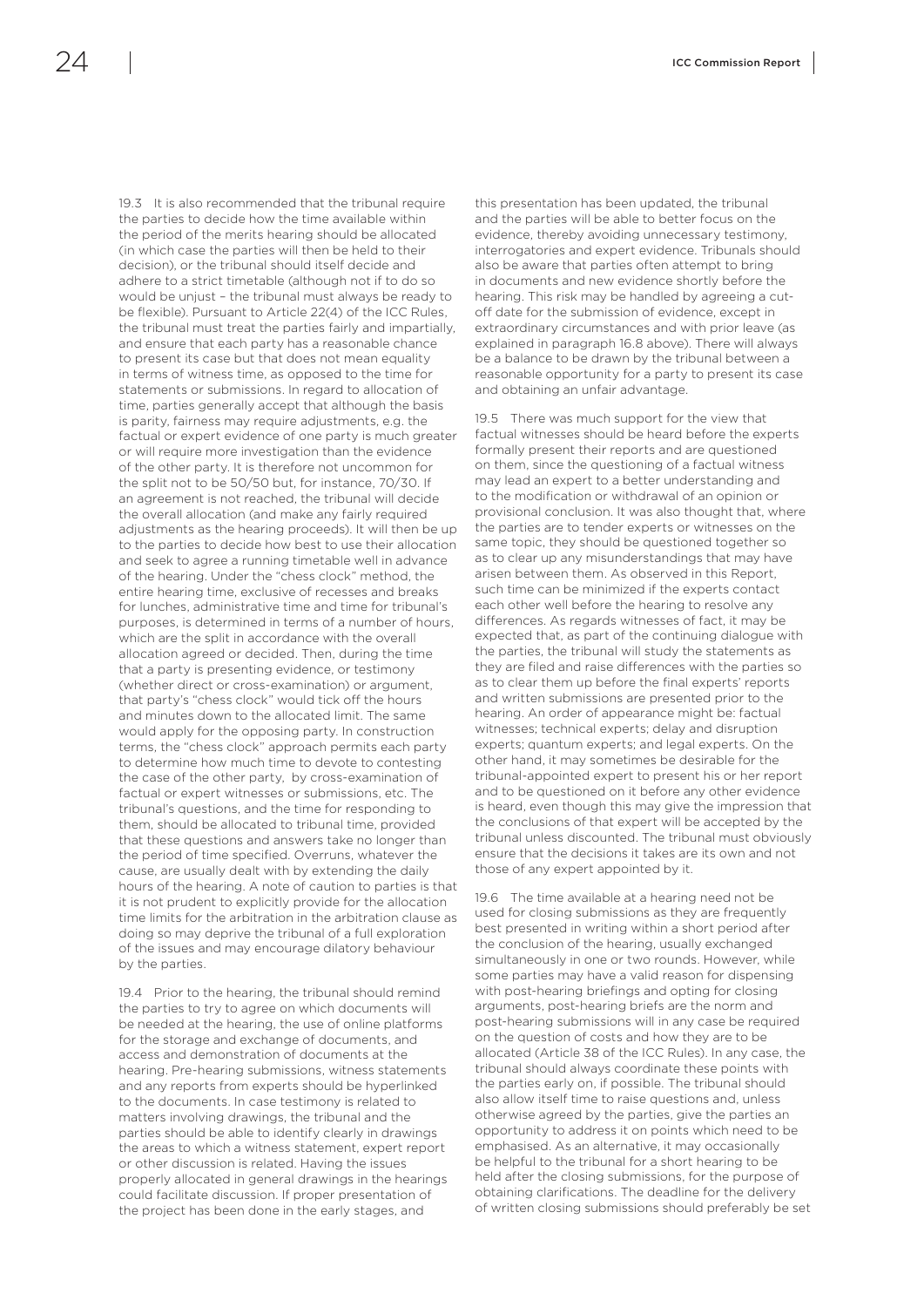19.3 It is also recommended that the tribunal require the parties to decide how the time available within the period of the merits hearing should be allocated (in which case the parties will then be held to their decision), or the tribunal should itself decide and adhere to a strict timetable (although not if to do so would be unjust – the tribunal must always be ready to be flexible). Pursuant to Article 22(4) of the ICC Rules, the tribunal must treat the parties fairly and impartially, and ensure that each party has a reasonable chance to present its case but that does not mean equality in terms of witness time, as opposed to the time for statements or submissions. In regard to allocation of time, parties generally accept that although the basis is parity, fairness may require adjustments, e.g. the factual or expert evidence of one party is much greater or will require more investigation than the evidence of the other party. It is therefore not uncommon for the split not to be 50/50 but, for instance, 70/30. If an agreement is not reached, the tribunal will decide the overall allocation (and make any fairly required adjustments as the hearing proceeds). It will then be up to the parties to decide how best to use their allocation and seek to agree a running timetable well in advance of the hearing. Under the "chess clock" method, the entire hearing time, exclusive of recesses and breaks for lunches, administrative time and time for tribunal's purposes, is determined in terms of a number of hours, which are the split in accordance with the overall allocation agreed or decided. Then, during the time that a party is presenting evidence, or testimony (whether direct or cross-examination) or argument, that party's "chess clock" would tick off the hours and minutes down to the allocated limit. The same would apply for the opposing party. In construction terms, the "chess clock" approach permits each party to determine how much time to devote to contesting the case of the other party, by cross-examination of factual or expert witnesses or submissions, etc. The tribunal's questions, and the time for responding to them, should be allocated to tribunal time, provided that these questions and answers take no longer than the period of time specified. Overruns, whatever the cause, are usually dealt with by extending the daily hours of the hearing. A note of caution to parties is that it is not prudent to explicitly provide for the allocation time limits for the arbitration in the arbitration clause as doing so may deprive the tribunal of a full exploration of the issues and may encourage dilatory behaviour by the parties.

19.4 Prior to the hearing, the tribunal should remind the parties to try to agree on which documents will be needed at the hearing, the use of online platforms for the storage and exchange of documents, and access and demonstration of documents at the hearing. Pre-hearing submissions, witness statements and any reports from experts should be hyperlinked to the documents. In case testimony is related to matters involving drawings, the tribunal and the parties should be able to identify clearly in drawings the areas to which a witness statement, expert report or other discussion is related. Having the issues properly allocated in general drawings in the hearings could facilitate discussion. If proper presentation of the project has been done in the early stages, and this presentation has been updated, the tribunal and the parties will be able to better focus on the evidence, thereby avoiding unnecessary testimony, interrogatories and expert evidence. Tribunals should also be aware that parties often attempt to bring in documents and new evidence shortly before the hearing. This risk may be handled by agreeing a cut-off date for the submission of evidence, except in extraordinary circumstances and with prior leave (as explained in paragraph 16.8 above). There will always be a balance to be drawn by the tribunal between a reasonable opportunity for a party to present its case and obtaining an unfair advantage.

19.5 There was much support for the view that factual witnesses should be heard before the experts formally present their reports and are questioned on them, since the questioning of a factual witness may lead an expert to a better understanding and to the modification or withdrawal of an opinion or provisional conclusion. It was also thought that, where the parties are to tender experts or witnesses on the same topic, they should be questioned together so as to clear up any misunderstandings that may have arisen between them. As observed in this Report, such time can be minimized if the experts contact each other well before the hearing to resolve any differences. As regards witnesses of fact, it may be expected that, as part of the continuing dialogue with the parties, the tribunal will study the statements as they are filed and raise differences with the parties so as to clear them up before the final experts' reports and written submissions are presented prior to the hearing. An order of appearance might be: factual witnesses; technical experts; delay and disruption experts; quantum experts; and legal experts. On the other hand, it may sometimes be desirable for the tribunal-appointed expert to present his or her report and to be questioned on it before any other evidence is heard, even though this may give the impression that the conclusions of that expert will be accepted by the tribunal unless discounted. The tribunal must obviously ensure that the decisions it takes are its own and not those of any expert appointed by it.

19.6 The time available at a hearing need not be used for closing submissions as they are frequently best presented in writing within a short period after the conclusion of the hearing, usually exchanged simultaneously in one or two rounds. However, while some parties may have a valid reason for dispensing with post-hearing briefings and opting for closing arguments, post-hearing briefs are the norm and post-hearing submissions will in any case be required on the question of costs and how they are to be allocated (Article 38 of the ICC Rules). In any case, the tribunal should always coordinate these points with the parties early on, if possible. The tribunal should also allow itself time to raise questions and, unless otherwise agreed by the parties, give the parties an opportunity to address it on points which need to be emphasised. As an alternative, it may occasionally be helpful to the tribunal for a short hearing to be held after the closing submissions, for the purpose of obtaining clarifications. The deadline for the delivery of written closing submissions should preferably be set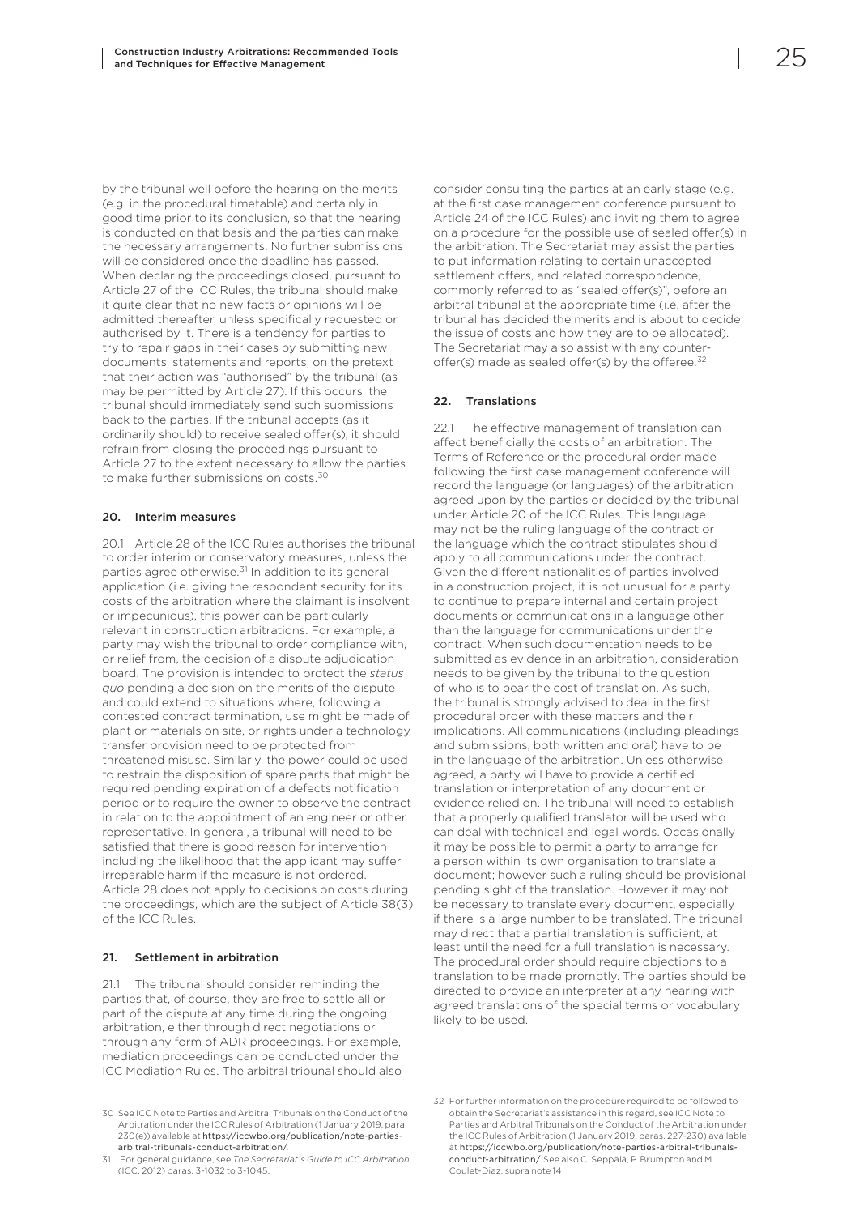by the tribunal well before the hearing on the merits (e.g. in the procedural timetable) and certainly in good time prior to its conclusion, so that the hearing is conducted on that basis and the parties can make the necessary arrangements. No further submissions will be considered once the deadline has passed. When declaring the proceedings closed, pursuant to Article 27 of the ICC Rules, the tribunal should make it quite clear that no new facts or opinions will be admitted thereafter, unless specifically requested or authorised by it. There is a tendency for parties to try to repair gaps in their cases by submitting new documents, statements and reports, on the pretext that their action was "authorised" by the tribunal (as may be permitted by Article 27). If this occurs, the tribunal should immediately send such submissions back to the parties. If the tribunal accepts (as it ordinarily should) to receive sealed offer(s), it should refrain from closing the proceedings pursuant to Article 27 to the extent necessary to allow the parties to make further submissions on costs.[30]

## 20. Interim measures

20.1 Article 28 of the ICC Rules authorises the tribunal to order interim or conservatory measures, unless the parties agree otherwise.[31] In addition to its general application (i.e. giving the respondent security for its costs of the arbitration where the claimant is insolvent or impecunious), this power can be particularly relevant in construction arbitrations. For example, a party may wish the tribunal to order compliance with, or relief from, the decision of a dispute adjudication board. The provision is intended to protect the *status quo* pending a decision on the merits of the dispute and could extend to situations where, following a contested contract termination, use might be made of plant or materials on site, or rights under a technology transfer provision need to be protected from threatened misuse. Similarly, the power could be used to restrain the disposition of spare parts that might be required pending expiration of a defects notification period or to require the owner to observe the contract in relation to the appointment of an engineer or other representative. In general, a tribunal will need to be satisfied that there is good reason for intervention including the likelihood that the applicant may suffer irreparable harm if the measure is not ordered. Article 28 does not apply to decisions on costs during the proceedings, which are the subject of Article 38(3) of the ICC Rules.

## 21. Settlement in arbitration

21.1 The tribunal should consider reminding the parties that, of course, they are free to settle all or part of the dispute at any time during the ongoing arbitration, either through direct negotiations or through any form of ADR proceedings. For example, mediation proceedings can be conducted under the ICC Mediation Rules. The arbitral tribunal should also consider consulting the parties at an early stage (e.g. at the first case management conference pursuant to Article 24 of the ICC Rules) and inviting them to agree on a procedure for the possible use of sealed offer(s) in the arbitration. The Secretariat may assist the parties to put information relating to certain unaccepted settlement offers, and related correspondence, commonly referred to as "sealed offer(s)", before an arbitral tribunal at the appropriate time (i.e. after the tribunal has decided the merits and is about to decide the issue of costs and how they are to be allocated). The Secretariat may also assist with any counter-offer(s) made as sealed offer(s) by the offeree.[32]

## 22. Translations

22.1 The effective management of translation can affect beneficially the costs of an arbitration. The Terms of Reference or the procedural order made following the first case management conference will record the language (or languages) of the arbitration agreed upon by the parties or decided by the tribunal under Article 20 of the ICC Rules. This language may not be the ruling language of the contract or the language which the contract stipulates should apply to all communications under the contract. Given the different nationalities of parties involved in a construction project, it is not unusual for a party to continue to prepare internal and certain project documents or communications in a language other than the language for communications under the contract. When such documentation needs to be submitted as evidence in an arbitration, consideration needs to be given by the tribunal to the question of who is to bear the cost of translation. As such, the tribunal is strongly advised to deal in the first procedural order with these matters and their implications. All communications (including pleadings and submissions, both written and oral) have to be in the language of the arbitration. Unless otherwise agreed, a party will have to provide a certified translation or interpretation of any document or evidence relied on. The tribunal will need to establish that a properly qualified translator will be used who can deal with technical and legal words. Occasionally it may be possible to permit a party to arrange for a person within its own organisation to translate a document; however such a ruling should be provisional pending sight of the translation. However it may not be necessary to translate every document, especially if there is a large number to be translated. The tribunal may direct that a partial translation is sufficient, at least until the need for a full translation is necessary. The procedural order should require objections to a translation to be made promptly. The parties should be directed to provide an interpreter at any hearing with agreed translations of the special terms or vocabulary likely to be used.

---

30 See ICC Note to Parties and Arbitral Tribunals on the Conduct of the Arbitration under the ICC Rules of Arbitration (1 January 2019, para. 230(e)) available at https://iccwbo.org/publication/note-parties-arbitral-tribunals-conduct-arbitration/.

31 For general guidance, see *The Secretariat's Guide to ICC Arbitration* (ICC, 2012) paras. 3-1032 to 3-1045.

32 For further information on the procedure required to be followed to obtain the Secretariat's assistance in this regard, see ICC Note to Parties and Arbitral Tribunals on the Conduct of the Arbitration under the ICC Rules of Arbitration (1 January 2019, paras. 227-230) available at https://iccwbo.org/publication/note-parties-arbitral-tribunals-conduct-arbitration/. See also C. Seppälä, P. Brumpton and M. Coulet-Diaz, supra note 14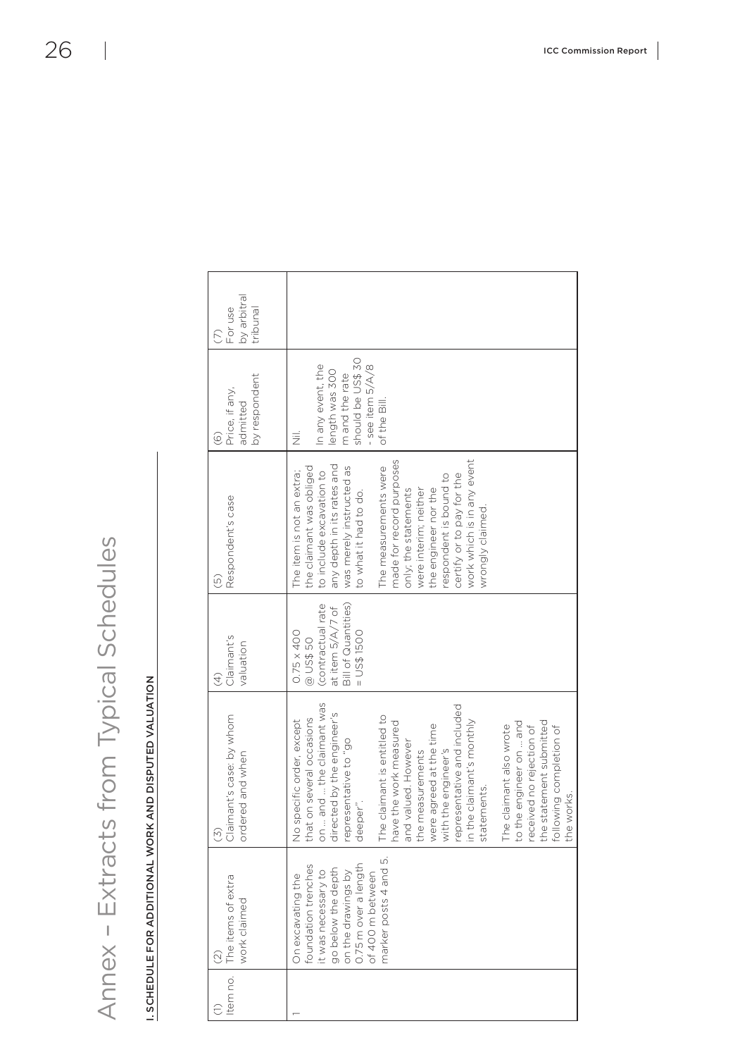# Annex – Extracts from Typical Schedules

**I. SCHEDULE FOR ADDITIONAL WORK AND DISPUTED VALUATION**

| (1) Item no. | (2) The items of extra work claimed | (3) Claimant's case: by whom ordered and when | (4) Claimant's valuation | (5) Respondent's case | (6) Price, if any, admitted by respondent | (7) For use by arbitral tribunal |
|---|---|---|---|---|---|---|
| 1 | On excavating the foundation trenches it was necessary to go below the depth on the drawings by 0.75 m over a length of 400 m between marker posts 4 and 5. | No specific order, except that on several occasions on ... and ... the claimant was directed by the engineer's representative to "go deeper".<br><br>The claimant is entitled to have the work measured and valued. However the measurements were agreed at the time with the engineer's representative and included in the claimant's monthly statements.<br><br>The claimant also wrote to the engineer on ... and received no rejection of the statement submitted following completion of the works. | 0.75 x 400 @ US$ 50 (contractual rate at item 5/A/7 of Bill of Quantities) = US$ 1500 | The item is not an extra; the claimant was obliged to include excavation to any depth in its rates and was merely instructed as to what it had to do.<br><br>The measurements were made for record purposes only; the statements were interim; neither the engineer nor the respondent is bound to certify or to pay for the work which is in any event wrongly claimed. | Nil.<br><br>In any event, the length was 300 m and the rate should be US$ 30 - see item 5/A/8 of the Bill. | |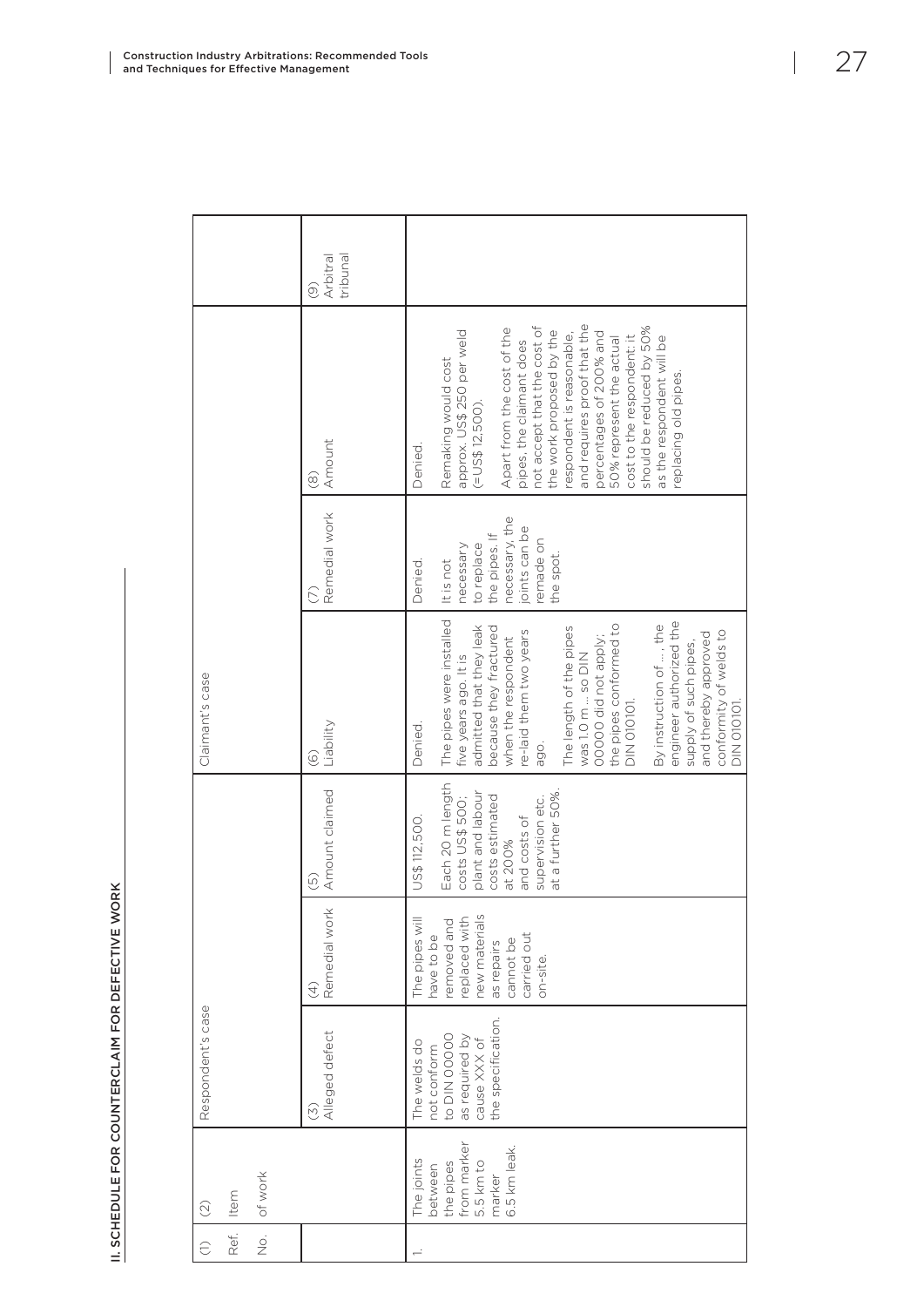## II. SCHEDULE FOR COUNTERCLAIM FOR DEFECTIVE WORK

| (1) Ref. No. | (2) Item of work | Respondent's case | | | Claimant's case | | | |
|---|---|---|---|---|---|---|---|---|
| | | (3) Alleged defect | (4) Remedial work | (5) Amount claimed | (6) Liability | (7) Remedial work | (8) Amount | (9) Arbitral tribunal |
| 1. | The joints between the pipes from marker 5.5 km to marker 6.5 km leak. | The welds do not conform to DIN 00000 as required by cause XXX of the specification. | The pipes will have to be removed and replaced with new materials as repairs cannot be carried out on-site. | US$ 112,500.<br><br>Each 20 m length costs US$ 500; plant and labour costs estimated at 200% and costs of supervision etc. at a further 50%. | Denied.<br><br>The pipes were installed five years ago. It is admitted that they leak because they fractured when the respondent re-laid them two years ago.<br><br>The length of the pipes was 1.0 m … so DIN 00000 did not apply; the pipes conformed to DIN 010101.<br><br>By instruction of …, the engineer authorized the supply of such pipes, and thereby approved conformity of welds to DIN 010101. | Denied.<br><br>It is not necessary to replace the pipes. If necessary, the joints can be remade on the spot. | Denied.<br><br>Remaking would cost approx. US$ 250 per weld (=US$ 12,500).<br><br>Apart from the cost of the pipes, the claimant does not accept that the cost of the work proposed by the respondent is reasonable, and requires proof that the percentages of 200% and 50% represent the actual cost to the respondent: it should be reduced by 50% as the respondent will be replacing old pipes. | |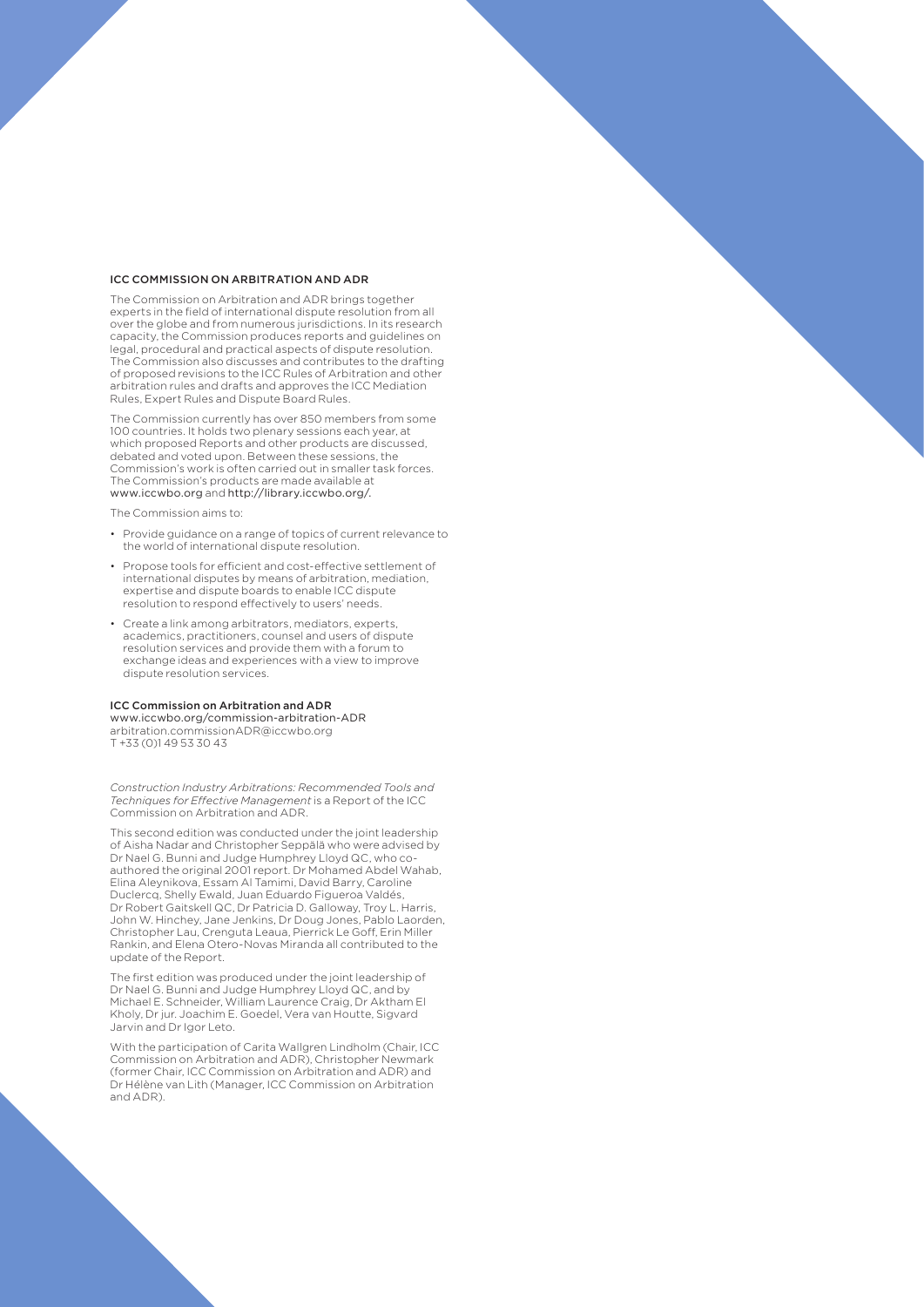## ICC COMMISSION ON ARBITRATION AND ADR

The Commission on Arbitration and ADR brings together experts in the field of international dispute resolution from all over the globe and from numerous jurisdictions. In its research capacity, the Commission produces reports and guidelines on legal, procedural and practical aspects of dispute resolution. The Commission also discusses and contributes to the drafting of proposed revisions to the ICC Rules of Arbitration and other arbitration rules and drafts and approves the ICC Mediation Rules, Expert Rules and Dispute Board Rules.

The Commission currently has over 850 members from some 100 countries. It holds two plenary sessions each year, at which proposed Reports and other products are discussed, debated and voted upon. Between these sessions, the Commission's work is often carried out in smaller task forces. The Commission's products are made available at www.iccwbo.org and http://library.iccwbo.org/.

The Commission aims to:

- Provide guidance on a range of topics of current relevance to the world of international dispute resolution.
- Propose tools for efficient and cost-effective settlement of international disputes by means of arbitration, mediation, expertise and dispute boards to enable ICC dispute resolution to respond effectively to users' needs.
- Create a link among arbitrators, mediators, experts, academics, practitioners, counsel and users of dispute resolution services and provide them with a forum to exchange ideas and experiences with a view to improve dispute resolution services.

**ICC Commission on Arbitration and ADR**
www.iccwbo.org/commission-arbitration-ADR
arbitration.commissionADR@iccwbo.org
T +33 (0)1 49 53 30 43

*Construction Industry Arbitrations: Recommended Tools and Techniques for Effective Management* is a Report of the ICC Commission on Arbitration and ADR.

This second edition was conducted under the joint leadership of Aisha Nadar and Christopher Seppälä who were advised by Dr Nael G. Bunni and Judge Humphrey Lloyd QC, who co-authored the original 2001 report. Dr Mohamed Abdel Wahab, Elina Aleynikova, Essam Al Tamimi, David Barry, Caroline Duclercq, Shelly Ewald, Juan Eduardo Figueroa Valdés, Dr Robert Gaitskell QC, Dr Patricia D. Galloway, Troy L. Harris, John W. Hinchey, Jane Jenkins, Dr Doug Jones, Pablo Laorden, Christopher Lau, Crenguta Leaua, Pierrick Le Goff, Erin Miller Rankin, and Elena Otero-Novas Miranda all contributed to the update of the Report.

The first edition was produced under the joint leadership of Dr Nael G. Bunni and Judge Humphrey Lloyd QC, and by Michael E. Schneider, William Laurence Craig, Dr Aktham El Kholy, Dr jur. Joachim E. Goedel, Vera van Houtte, Sigvard Jarvin and Dr Igor Leto.

With the participation of Carita Wallgren Lindholm (Chair, ICC Commission on Arbitration and ADR), Christopher Newmark (former Chair, ICC Commission on Arbitration and ADR) and Dr Hélène van Lith (Manager, ICC Commission on Arbitration and ADR).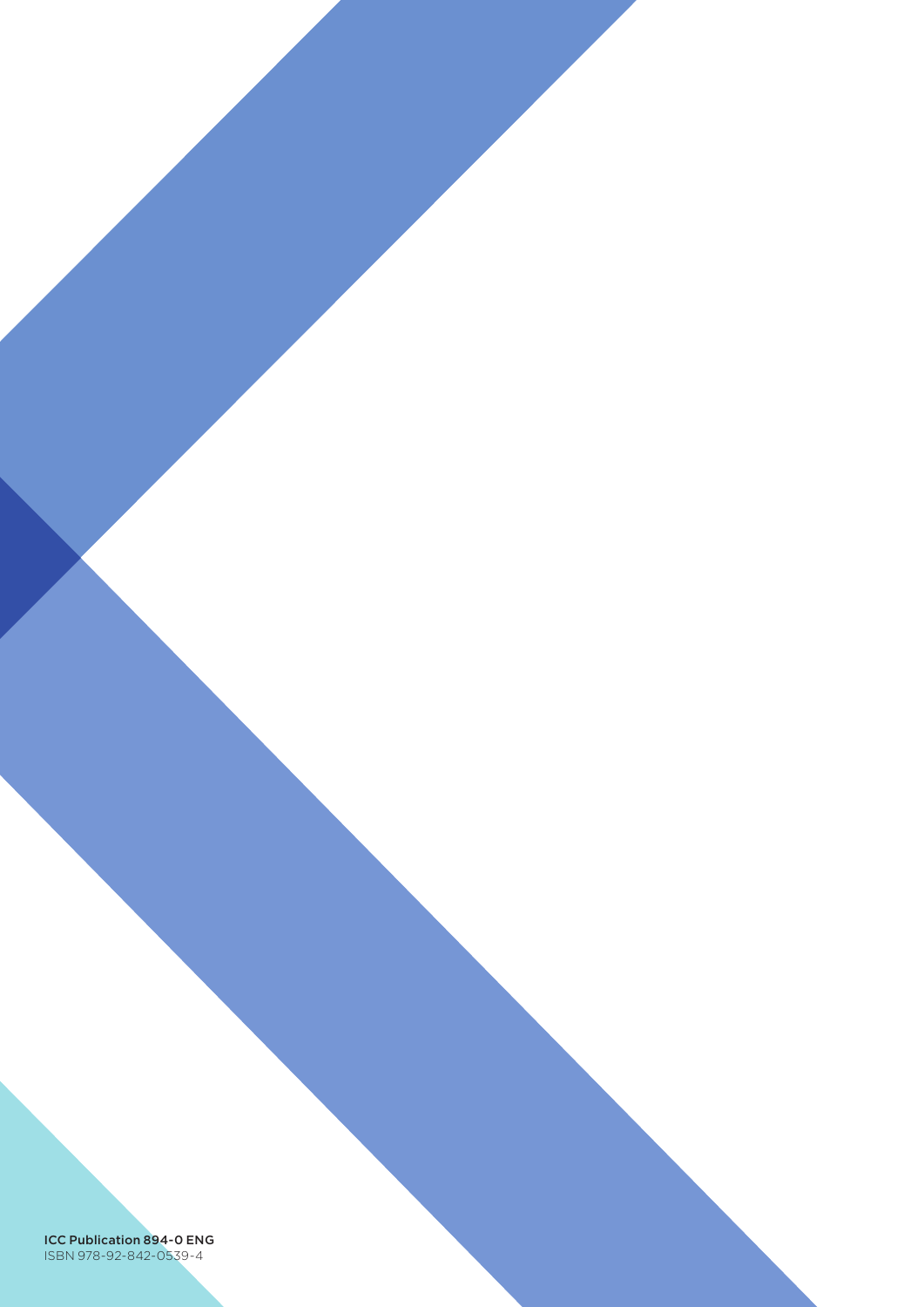**ICC Publication 894-0 ENG**
ISBN 978-92-842-0539-4